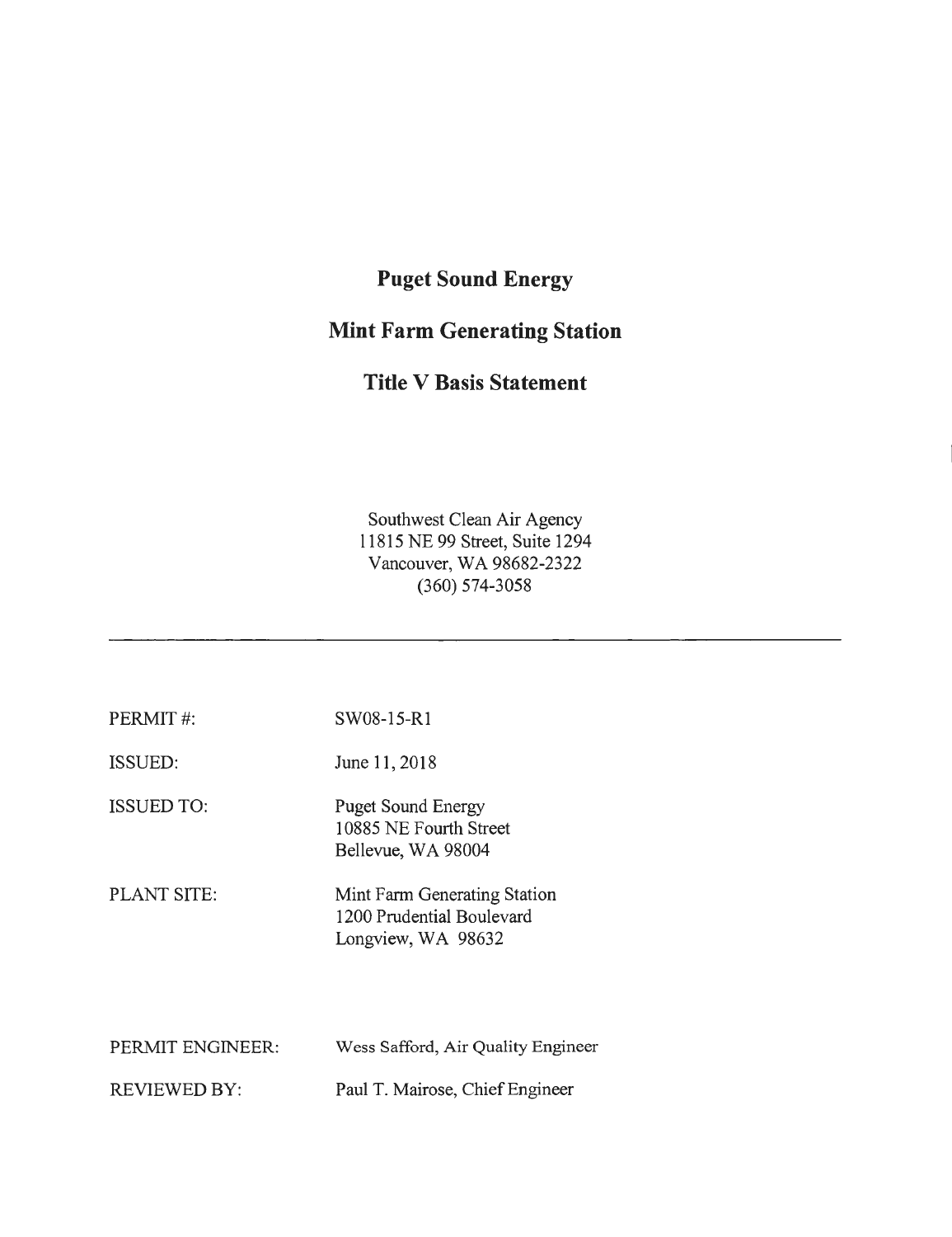# Puget Sound Energy

# Mint Farm Generating Station

# Title V Basis Statement

Southwest Clean Air Agency
11815 NE 99 Street, Suite 1294
Vancouver, WA 98682-2322
(360) 574-3058

---

| | |
|---|---|
| PERMIT #: | SW08-15-R1 |
| ISSUED: | June 11, 2018 |
| ISSUED TO: | Puget Sound Energy<br>10885 NE Fourth Street<br>Bellevue, WA 98004 |
| PLANT SITE: | Mint Farm Generating Station<br>1200 Prudential Boulevard<br>Longview, WA 98632 |
| PERMIT ENGINEER: | Wess Safford, Air Quality Engineer |
| REVIEWED BY: | Paul T. Mairose, Chief Engineer |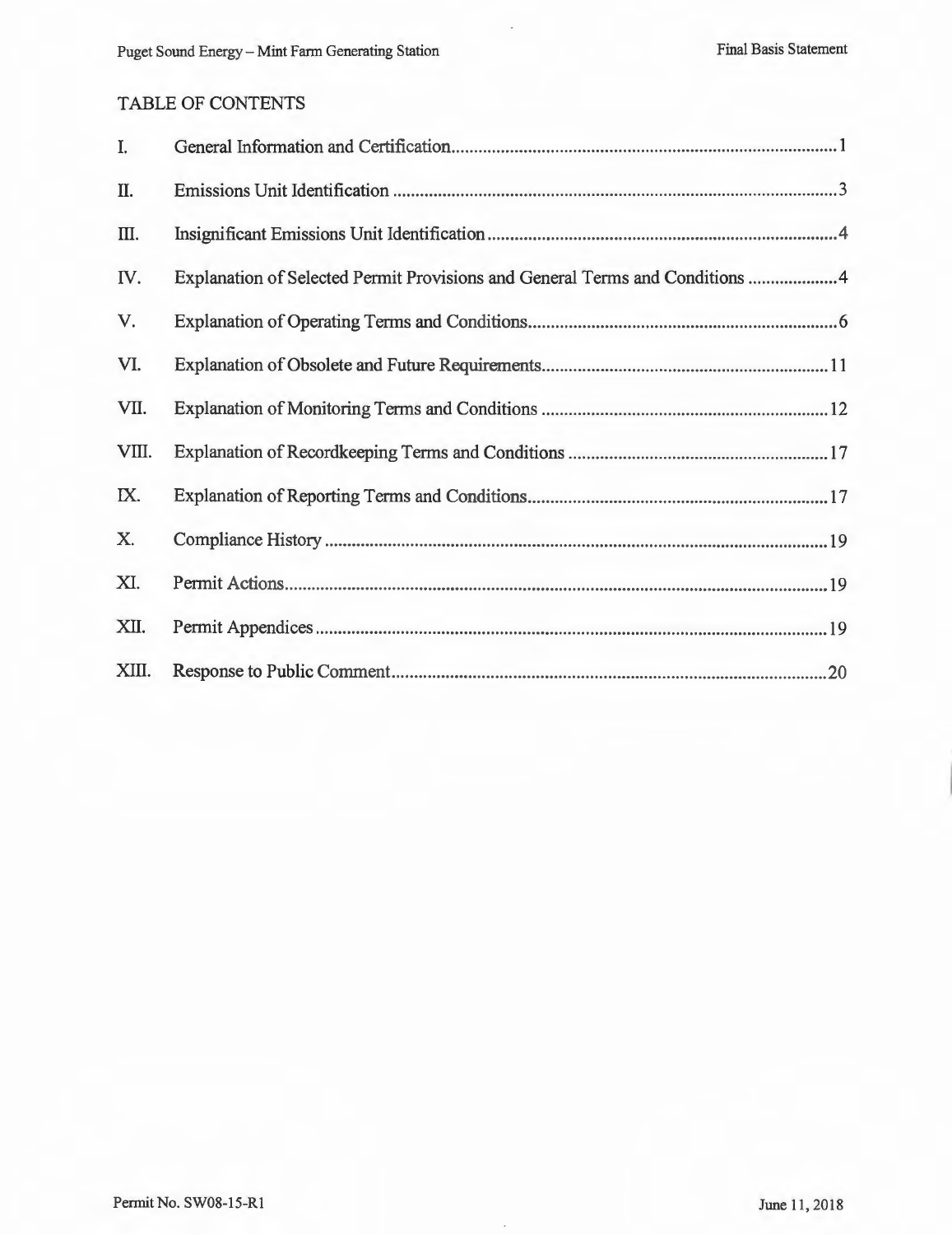## TABLE OF CONTENTS

| | | |
|---|---|---|
| I. | General Information and Certification | 1 |
| II. | Emissions Unit Identification | 3 |
| III. | Insignificant Emissions Unit Identification | 4 |
| IV. | Explanation of Selected Permit Provisions and General Terms and Conditions | 4 |
| V. | Explanation of Operating Terms and Conditions | 6 |
| VI. | Explanation of Obsolete and Future Requirements | 11 |
| VII. | Explanation of Monitoring Terms and Conditions | 12 |
| VIII. | Explanation of Recordkeeping Terms and Conditions | 17 |
| IX. | Explanation of Reporting Terms and Conditions | 17 |
| X. | Compliance History | 19 |
| XI. | Permit Actions | 19 |
| XII. | Permit Appendices | 19 |
| XIII. | Response to Public Comment | 20 |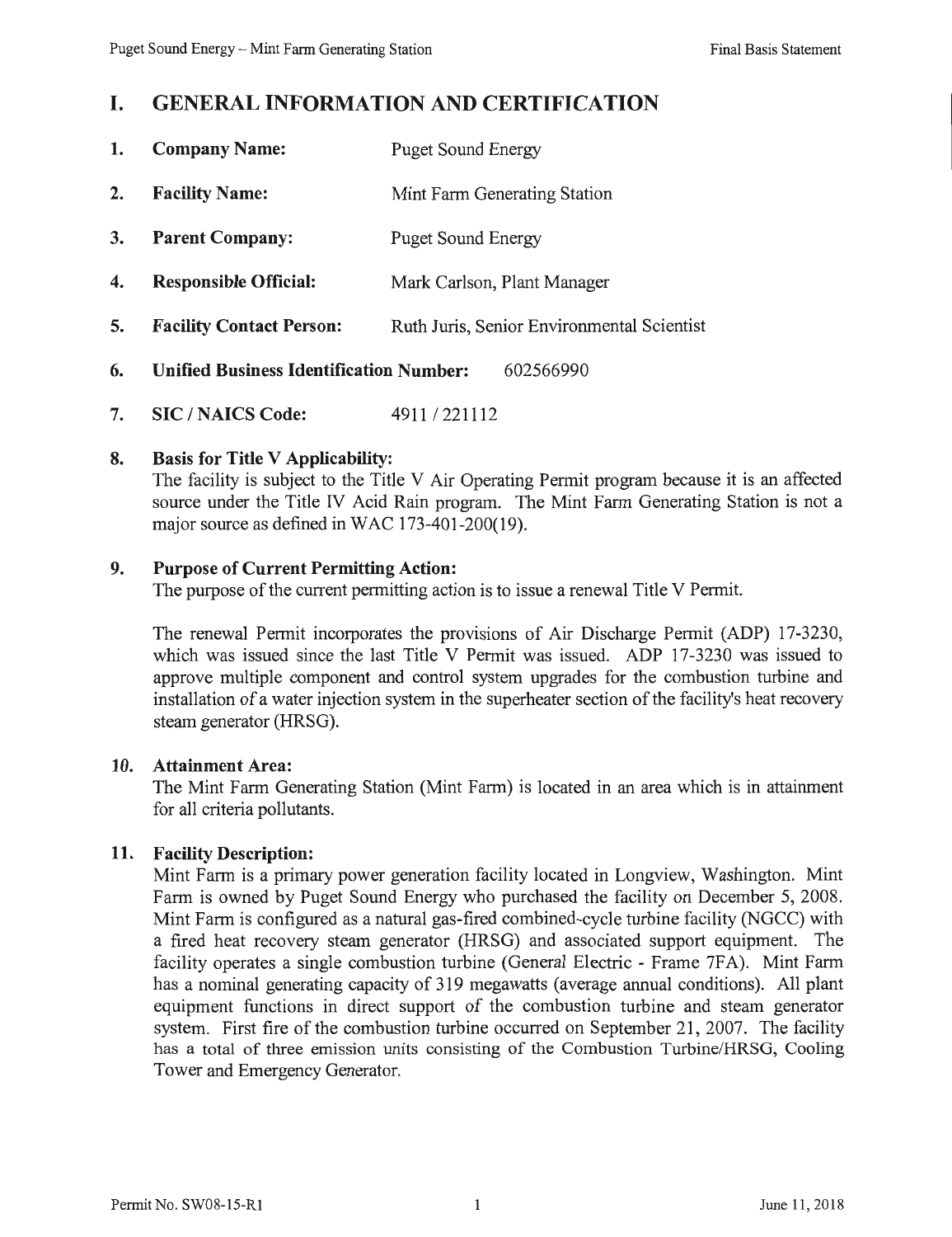# I. GENERAL INFORMATION AND CERTIFICATION

1. **Company Name:** Puget Sound Energy

2. **Facility Name:** Mint Farm Generating Station

3. **Parent Company:** Puget Sound Energy

4. **Responsible Official:** Mark Carlson, Plant Manager

5. **Facility Contact Person:** Ruth Juris, Senior Environmental Scientist

6. **Unified Business Identification Number:** 602566990

7. **SIC / NAICS Code:** 4911 / 221112

8. **Basis for Title V Applicability:**
   The facility is subject to the Title V Air Operating Permit program because it is an affected source under the Title IV Acid Rain program. The Mint Farm Generating Station is not a major source as defined in WAC 173-401-200(19).

9. **Purpose of Current Permitting Action:**
   The purpose of the current permitting action is to issue a renewal Title V Permit.

   The renewal Permit incorporates the provisions of Air Discharge Permit (ADP) 17-3230, which was issued since the last Title V Permit was issued. ADP 17-3230 was issued to approve multiple component and control system upgrades for the combustion turbine and installation of a water injection system in the superheater section of the facility's heat recovery steam generator (HRSG).

10. **Attainment Area:**
    The Mint Farm Generating Station (Mint Farm) is located in an area which is in attainment for all criteria pollutants.

11. **Facility Description:**
    Mint Farm is a primary power generation facility located in Longview, Washington. Mint Farm is owned by Puget Sound Energy who purchased the facility on December 5, 2008. Mint Farm is configured as a natural gas-fired combined-cycle turbine facility (NGCC) with a fired heat recovery steam generator (HRSG) and associated support equipment. The facility operates a single combustion turbine (General Electric - Frame 7FA). Mint Farm has a nominal generating capacity of 319 megawatts (average annual conditions). All plant equipment functions in direct support of the combustion turbine and steam generator system. First fire of the combustion turbine occurred on September 21, 2007. The facility has a total of three emission units consisting of the Combustion Turbine/HRSG, Cooling Tower and Emergency Generator.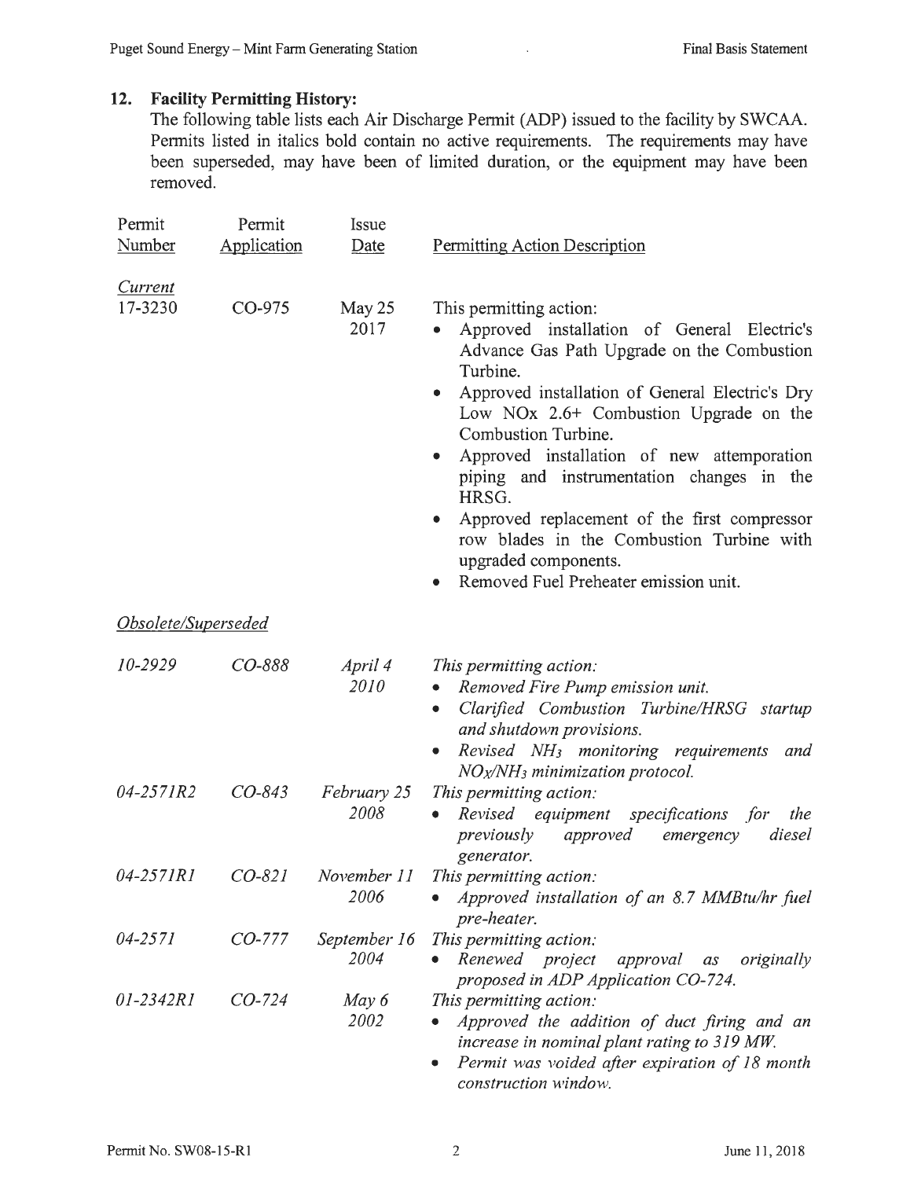## 12. Facility Permitting History:

The following table lists each Air Discharge Permit (ADP) issued to the facility by SWCAA. Permits listed in italics bold contain no active requirements. The requirements may have been superseded, may have been of limited duration, or the equipment may have been removed.

| Permit Number | Permit Application | Issue Date | Permitting Action Description |
|---|---|---|---|
| *Current* | | | |
| 17-3230 | CO-975 | May 25 2017 | This permitting action:<br>• Approved installation of General Electric's Advance Gas Path Upgrade on the Combustion Turbine.<br>• Approved installation of General Electric's Dry Low NOx 2.6+ Combustion Upgrade on the Combustion Turbine.<br>• Approved installation of new attemporation piping and instrumentation changes in the HRSG.<br>• Approved replacement of the first compressor row blades in the Combustion Turbine with upgraded components.<br>• Removed Fuel Preheater emission unit. |
| *Obsolete/Superseded* | | | |
| *10-2929* | *CO-888* | *April 4 2010* | *This permitting action:*<br>• *Removed Fire Pump emission unit.*<br>• *Clarified Combustion Turbine/HRSG startup and shutdown provisions.*<br>• *Revised $NH_3$ monitoring requirements and $NO_X$/$NH_3$ minimization protocol.* |
| *04-2571R2* | *CO-843* | *February 25 2008* | *This permitting action:*<br>• *Revised equipment specifications for the previously approved emergency diesel generator.* |
| *04-2571R1* | *CO-821* | *November 11 2006* | *This permitting action:*<br>• *Approved installation of an 8.7 MMBtu/hr fuel pre-heater.* |
| *04-2571* | *CO-777* | *September 16 2004* | *This permitting action:*<br>• *Renewed project approval as originally proposed in ADP Application CO-724.* |
| *01-2342R1* | *CO-724* | *May 6 2002* | *This permitting action:*<br>• *Approved the addition of duct firing and an increase in nominal plant rating to 319 MW.*<br>• *Permit was voided after expiration of 18 month construction window.* |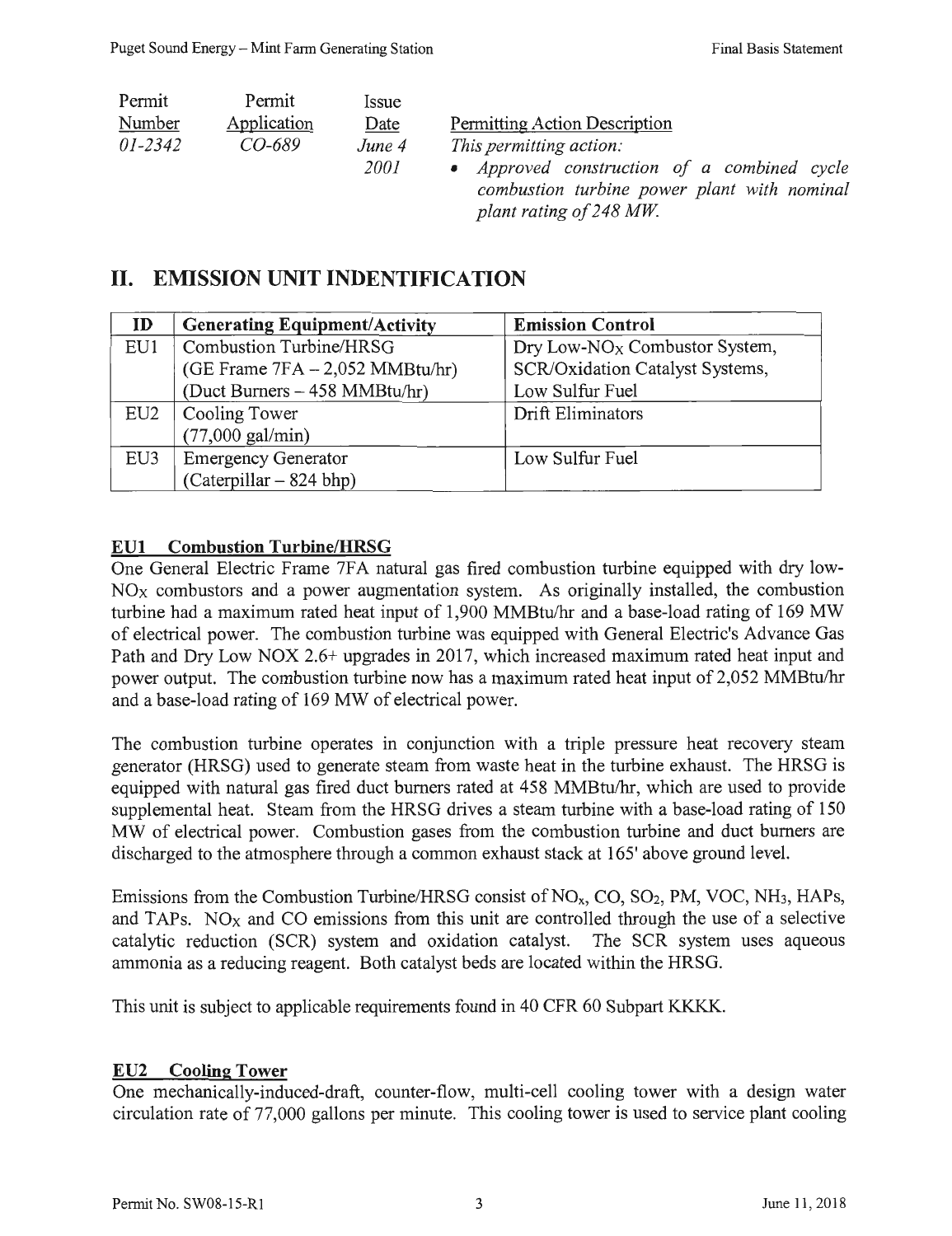| Permit Number | Permit Application | Issue Date | Permitting Action Description |
|---|---|---|---|
| *01-2342* | *CO-689* | *June 4 2001* | *This permitting action:*<br>• *Approved construction of a combined cycle combustion turbine power plant with nominal plant rating of 248 MW.* |

## II. EMISSION UNIT INDENTIFICATION

| ID | Generating Equipment/Activity | Emission Control |
|---|---|---|
| EU1 | Combustion Turbine/HRSG<br>(GE Frame 7FA – 2,052 MMBtu/hr)<br>(Duct Burners – 458 MMBtu/hr) | Dry Low-$NO_X$ Combustor System,<br>SCR/Oxidation Catalyst Systems,<br>Low Sulfur Fuel |
| EU2 | Cooling Tower<br>(77,000 gal/min) | Drift Eliminators |
| EU3 | Emergency Generator<br>(Caterpillar – 824 bhp) | Low Sulfur Fuel |

### EU1 Combustion Turbine/HRSG

One General Electric Frame 7FA natural gas fired combustion turbine equipped with dry low-$NO_X$ combustors and a power augmentation system. As originally installed, the combustion turbine had a maximum rated heat input of 1,900 MMBtu/hr and a base-load rating of 169 MW of electrical power. The combustion turbine was equipped with General Electric's Advance Gas Path and Dry Low NOX 2.6+ upgrades in 2017, which increased maximum rated heat input and power output. The combustion turbine now has a maximum rated heat input of 2,052 MMBtu/hr and a base-load rating of 169 MW of electrical power.

The combustion turbine operates in conjunction with a triple pressure heat recovery steam generator (HRSG) used to generate steam from waste heat in the turbine exhaust. The HRSG is equipped with natural gas fired duct burners rated at 458 MMBtu/hr, which are used to provide supplemental heat. Steam from the HRSG drives a steam turbine with a base-load rating of 150 MW of electrical power. Combustion gases from the combustion turbine and duct burners are discharged to the atmosphere through a common exhaust stack at 165' above ground level.

Emissions from the Combustion Turbine/HRSG consist of $NO_x$, CO, $SO_2$, PM, VOC, $NH_3$, HAPs, and TAPs. $NO_X$ and CO emissions from this unit are controlled through the use of a selective catalytic reduction (SCR) system and oxidation catalyst. The SCR system uses aqueous ammonia as a reducing reagent. Both catalyst beds are located within the HRSG.

This unit is subject to applicable requirements found in 40 CFR 60 Subpart KKKK.

### EU2 Cooling Tower

One mechanically-induced-draft, counter-flow, multi-cell cooling tower with a design water circulation rate of 77,000 gallons per minute. This cooling tower is used to service plant cooling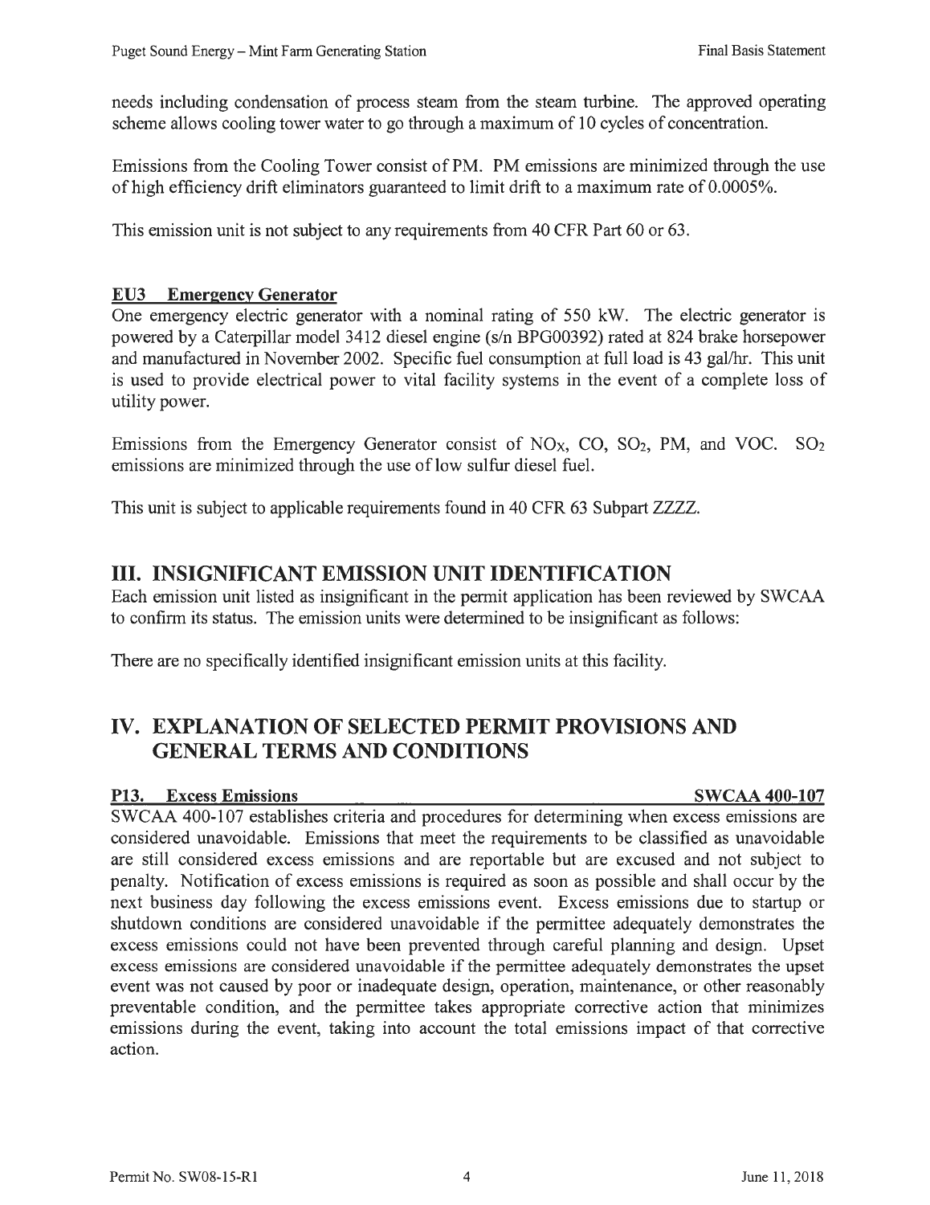needs including condensation of process steam from the steam turbine. The approved operating scheme allows cooling tower water to go through a maximum of 10 cycles of concentration.

Emissions from the Cooling Tower consist of PM. PM emissions are minimized through the use of high efficiency drift eliminators guaranteed to limit drift to a maximum rate of 0.0005%.

This emission unit is not subject to any requirements from 40 CFR Part 60 or 63.

### EU3 Emergency Generator

One emergency electric generator with a nominal rating of 550 kW. The electric generator is powered by a Caterpillar model 3412 diesel engine (s/n BPG00392) rated at 824 brake horsepower and manufactured in November 2002. Specific fuel consumption at full load is 43 gal/hr. This unit is used to provide electrical power to vital facility systems in the event of a complete loss of utility power.

Emissions from the Emergency Generator consist of $NO_X$, CO, $SO_2$, PM, and VOC. $SO_2$ emissions are minimized through the use of low sulfur diesel fuel.

This unit is subject to applicable requirements found in 40 CFR 63 Subpart ZZZZ.

## III. INSIGNIFICANT EMISSION UNIT IDENTIFICATION

Each emission unit listed as insignificant in the permit application has been reviewed by SWCAA to confirm its status. The emission units were determined to be insignificant as follows:

There are no specifically identified insignificant emission units at this facility.

## IV. EXPLANATION OF SELECTED PERMIT PROVISIONS AND GENERAL TERMS AND CONDITIONS

### P13. Excess Emissions — SWCAA 400-107

SWCAA 400-107 establishes criteria and procedures for determining when excess emissions are considered unavoidable. Emissions that meet the requirements to be classified as unavoidable are still considered excess emissions and are reportable but are excused and not subject to penalty. Notification of excess emissions is required as soon as possible and shall occur by the next business day following the excess emissions event. Excess emissions due to startup or shutdown conditions are considered unavoidable if the permittee adequately demonstrates the excess emissions could not have been prevented through careful planning and design. Upset excess emissions are considered unavoidable if the permittee adequately demonstrates the upset event was not caused by poor or inadequate design, operation, maintenance, or other reasonably preventable condition, and the permittee takes appropriate corrective action that minimizes emissions during the event, taking into account the total emissions impact of that corrective action.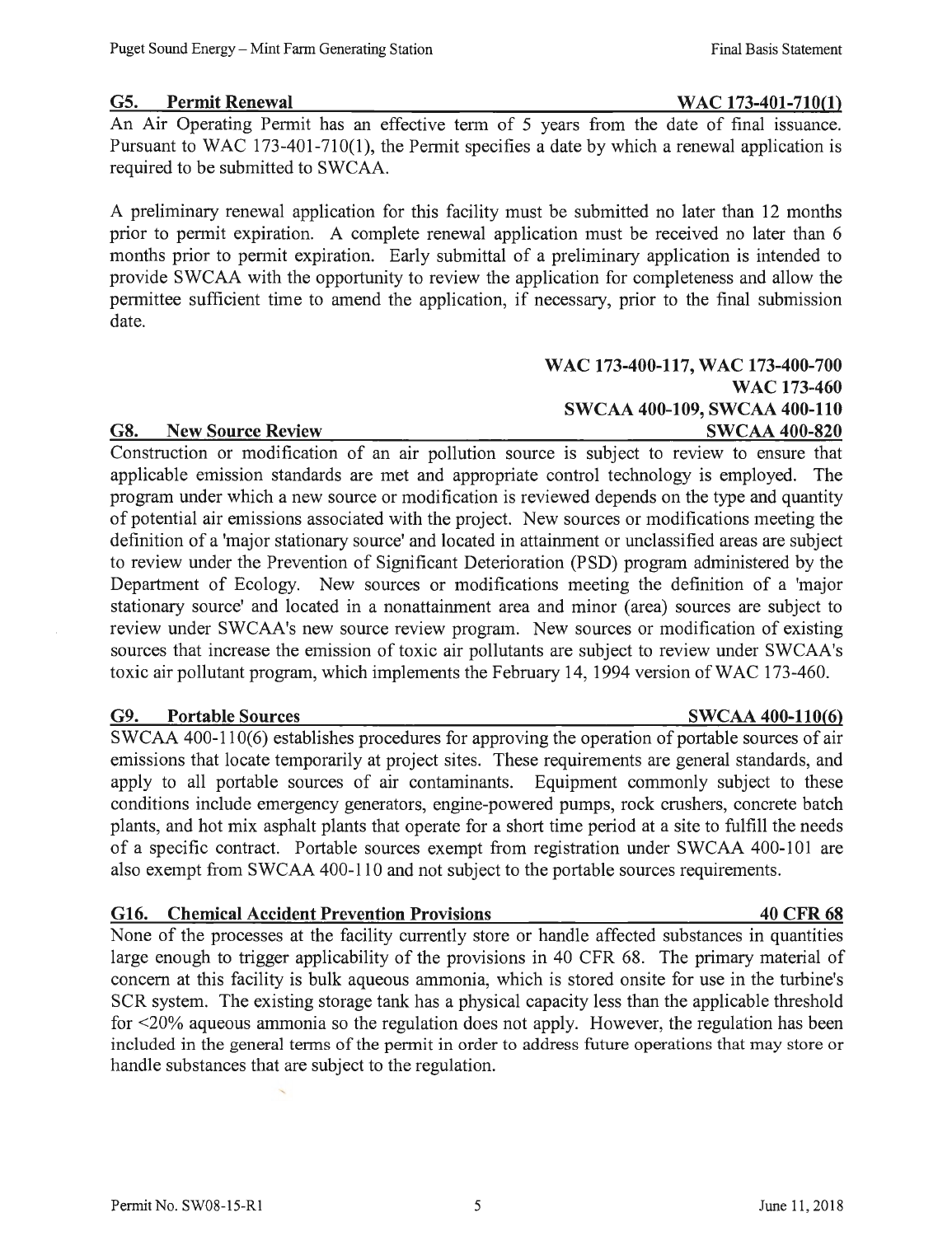### G5. Permit Renewal — WAC 173-401-710(1)

An Air Operating Permit has an effective term of 5 years from the date of final issuance. Pursuant to WAC 173-401-710(1), the Permit specifies a date by which a renewal application is required to be submitted to SWCAA.

A preliminary renewal application for this facility must be submitted no later than 12 months prior to permit expiration. A complete renewal application must be received no later than 6 months prior to permit expiration. Early submittal of a preliminary application is intended to provide SWCAA with the opportunity to review the application for completeness and allow the permittee sufficient time to amend the application, if necessary, prior to the final submission date.

### G8. New Source Review — WAC 173-400-117, WAC 173-400-700, WAC 173-460, SWCAA 400-109, SWCAA 400-110, SWCAA 400-820

Construction or modification of an air pollution source is subject to review to ensure that applicable emission standards are met and appropriate control technology is employed. The program under which a new source or modification is reviewed depends on the type and quantity of potential air emissions associated with the project. New sources or modifications meeting the definition of a 'major stationary source' and located in attainment or unclassified areas are subject to review under the Prevention of Significant Deterioration (PSD) program administered by the Department of Ecology. New sources or modifications meeting the definition of a 'major stationary source' and located in a nonattainment area and minor (area) sources are subject to review under SWCAA's new source review program. New sources or modification of existing sources that increase the emission of toxic air pollutants are subject to review under SWCAA's toxic air pollutant program, which implements the February 14, 1994 version of WAC 173-460.

### G9. Portable Sources — SWCAA 400-110(6)

SWCAA 400-110(6) establishes procedures for approving the operation of portable sources of air emissions that locate temporarily at project sites. These requirements are general standards, and apply to all portable sources of air contaminants. Equipment commonly subject to these conditions include emergency generators, engine-powered pumps, rock crushers, concrete batch plants, and hot mix asphalt plants that operate for a short time period at a site to fulfill the needs of a specific contract. Portable sources exempt from registration under SWCAA 400-101 are also exempt from SWCAA 400-110 and not subject to the portable sources requirements.

### G16. Chemical Accident Prevention Provisions — 40 CFR 68

None of the processes at the facility currently store or handle affected substances in quantities large enough to trigger applicability of the provisions in 40 CFR 68. The primary material of concern at this facility is bulk aqueous ammonia, which is stored onsite for use in the turbine's SCR system. The existing storage tank has a physical capacity less than the applicable threshold for <20% aqueous ammonia so the regulation does not apply. However, the regulation has been included in the general terms of the permit in order to address future operations that may store or handle substances that are subject to the regulation.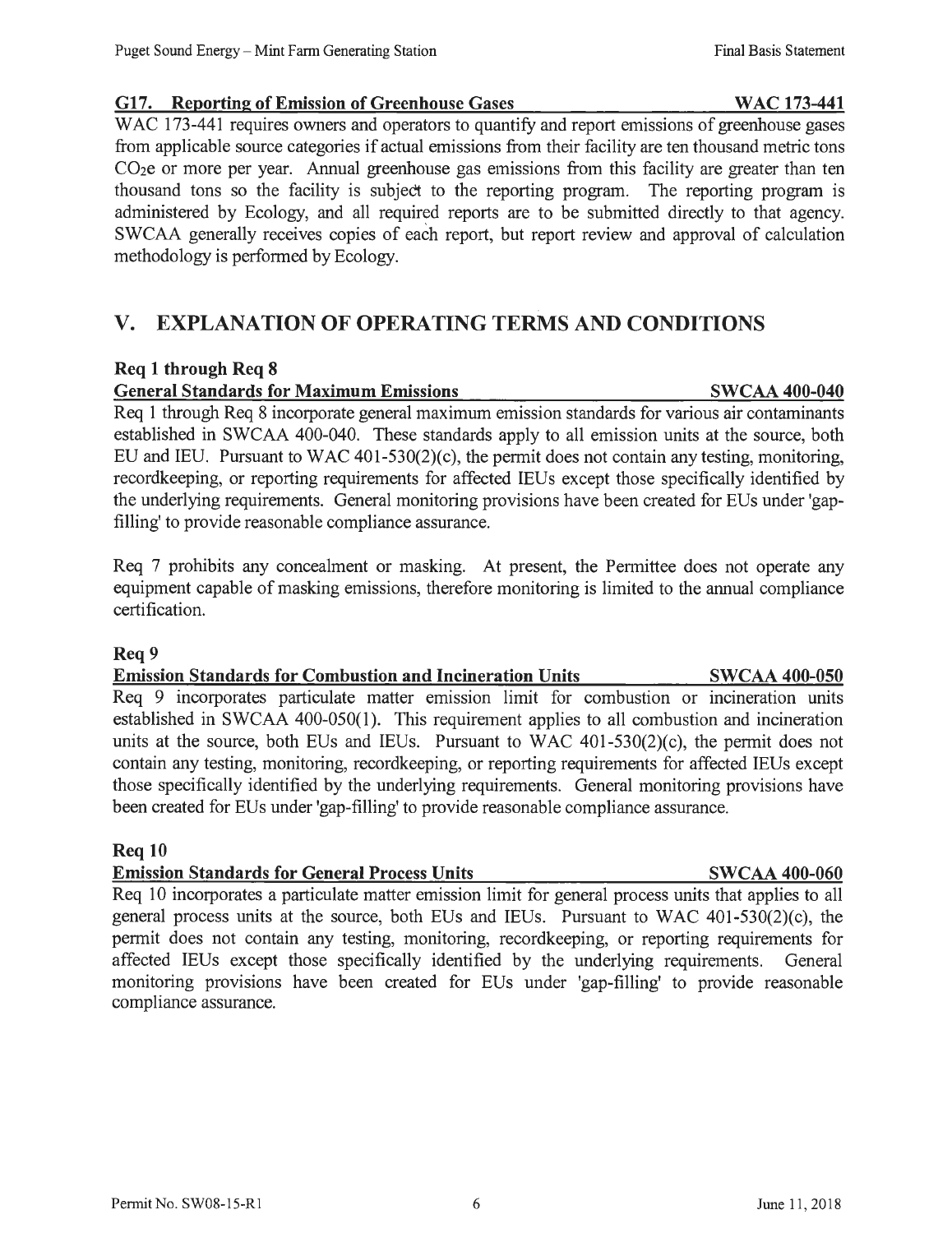### G17. Reporting of Emission of Greenhouse Gases — WAC 173-441

WAC 173-441 requires owners and operators to quantify and report emissions of greenhouse gases from applicable source categories if actual emissions from their facility are ten thousand metric tons $CO_2e$ or more per year. Annual greenhouse gas emissions from this facility are greater than ten thousand tons so the facility is subject to the reporting program. The reporting program is administered by Ecology, and all required reports are to be submitted directly to that agency. SWCAA generally receives copies of each report, but report review and approval of calculation methodology is performed by Ecology.

## V. EXPLANATION OF OPERATING TERMS AND CONDITIONS

### Req 1 through Req 8

**General Standards for Maximum Emissions — SWCAA 400-040**

Req 1 through Req 8 incorporate general maximum emission standards for various air contaminants established in SWCAA 400-040. These standards apply to all emission units at the source, both EU and IEU. Pursuant to WAC 401-530(2)(c), the permit does not contain any testing, monitoring, recordkeeping, or reporting requirements for affected IEUs except those specifically identified by the underlying requirements. General monitoring provisions have been created for EUs under 'gap-filling' to provide reasonable compliance assurance.

Req 7 prohibits any concealment or masking. At present, the Permittee does not operate any equipment capable of masking emissions, therefore monitoring is limited to the annual compliance certification.

### Req 9

**Emission Standards for Combustion and Incineration Units — SWCAA 400-050**

Req 9 incorporates particulate matter emission limit for combustion or incineration units established in SWCAA 400-050(1). This requirement applies to all combustion and incineration units at the source, both EUs and IEUs. Pursuant to WAC 401-530(2)(c), the permit does not contain any testing, monitoring, recordkeeping, or reporting requirements for affected IEUs except those specifically identified by the underlying requirements. General monitoring provisions have been created for EUs under 'gap-filling' to provide reasonable compliance assurance.

### Req 10

**Emission Standards for General Process Units — SWCAA 400-060**

Req 10 incorporates a particulate matter emission limit for general process units that applies to all general process units at the source, both EUs and IEUs. Pursuant to WAC 401-530(2)(c), the permit does not contain any testing, monitoring, recordkeeping, or reporting requirements for affected IEUs except those specifically identified by the underlying requirements. General monitoring provisions have been created for EUs under 'gap-filling' to provide reasonable compliance assurance.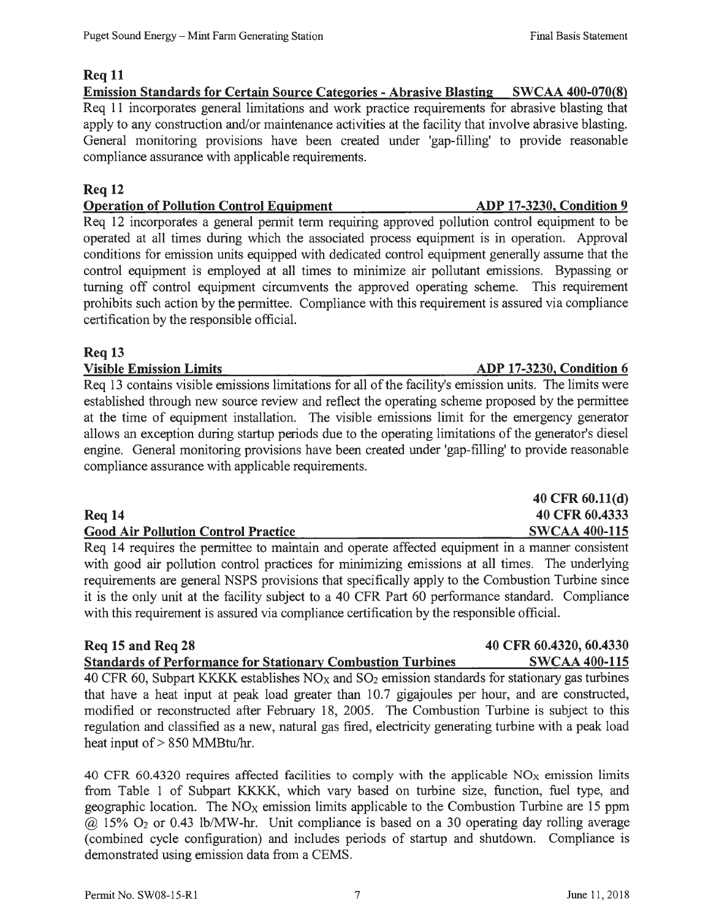### Req 11

**Emission Standards for Certain Source Categories - Abrasive Blasting SWCAA 400-070(8)**

Req 11 incorporates general limitations and work practice requirements for abrasive blasting that apply to any construction and/or maintenance activities at the facility that involve abrasive blasting. General monitoring provisions have been created under 'gap-filling' to provide reasonable compliance assurance with applicable requirements.

### Req 12

**Operation of Pollution Control Equipment ADP 17-3230, Condition 9**

Req 12 incorporates a general permit term requiring approved pollution control equipment to be operated at all times during which the associated process equipment is in operation. Approval conditions for emission units equipped with dedicated control equipment generally assume that the control equipment is employed at all times to minimize air pollutant emissions. Bypassing or turning off control equipment circumvents the approved operating scheme. This requirement prohibits such action by the permittee. Compliance with this requirement is assured via compliance certification by the responsible official.

### Req 13

**Visible Emission Limits ADP 17-3230, Condition 6**

Req 13 contains visible emissions limitations for all of the facility's emission units. The limits were established through new source review and reflect the operating scheme proposed by the permittee at the time of equipment installation. The visible emissions limit for the emergency generator allows an exception during startup periods due to the operating limitations of the generator's diesel engine. General monitoring provisions have been created under 'gap-filling' to provide reasonable compliance assurance with applicable requirements.

### Req 14

**Good Air Pollution Control Practice 40 CFR 60.11(d), 40 CFR 60.4333, SWCAA 400-115**

Req 14 requires the permittee to maintain and operate affected equipment in a manner consistent with good air pollution control practices for minimizing emissions at all times. The underlying requirements are general NSPS provisions that specifically apply to the Combustion Turbine since it is the only unit at the facility subject to a 40 CFR Part 60 performance standard. Compliance with this requirement is assured via compliance certification by the responsible official.

### Req 15 and Req 28

**Standards of Performance for Stationary Combustion Turbines 40 CFR 60.4320, 60.4330, SWCAA 400-115**

40 CFR 60, Subpart KKKK establishes $NO_X$ and $SO_2$ emission standards for stationary gas turbines that have a heat input at peak load greater than 10.7 gigajoules per hour, and are constructed, modified or reconstructed after February 18, 2005. The Combustion Turbine is subject to this regulation and classified as a new, natural gas fired, electricity generating turbine with a peak load heat input of > 850 MMBtu/hr.

40 CFR 60.4320 requires affected facilities to comply with the applicable $NO_X$ emission limits from Table 1 of Subpart KKKK, which vary based on turbine size, function, fuel type, and geographic location. The $NO_X$ emission limits applicable to the Combustion Turbine are 15 ppm @ 15% $O_2$ or 0.43 lb/MW-hr. Unit compliance is based on a 30 operating day rolling average (combined cycle configuration) and includes periods of startup and shutdown. Compliance is demonstrated using emission data from a CEMS.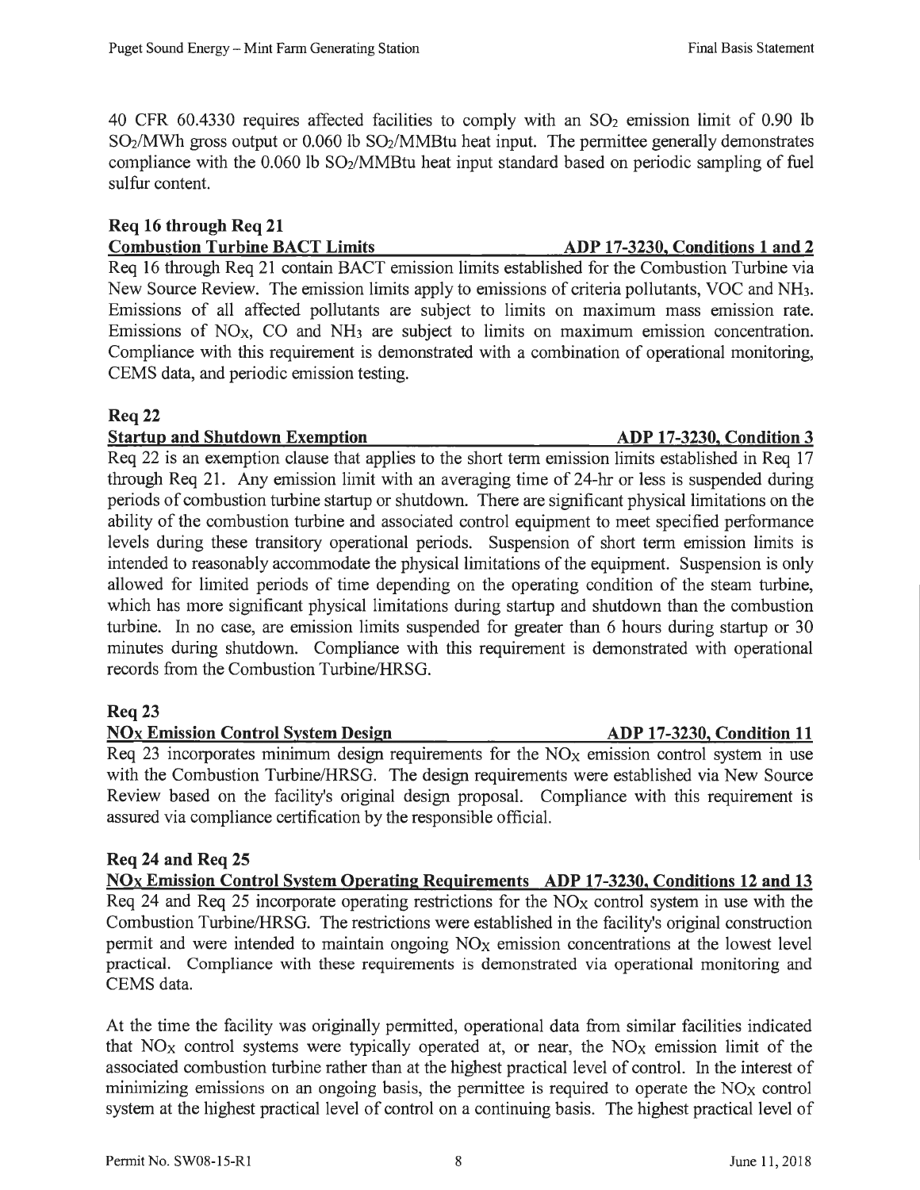40 CFR 60.4330 requires affected facilities to comply with an $SO_2$ emission limit of 0.90 lb $SO_2$/MWh gross output or 0.060 lb $SO_2$/MMBtu heat input. The permittee generally demonstrates compliance with the 0.060 lb $SO_2$/MMBtu heat input standard based on periodic sampling of fuel sulfur content.

### Req 16 through Req 21

**Combustion Turbine BACT Limits — ADP 17-3230, Conditions 1 and 2**

Req 16 through Req 21 contain BACT emission limits established for the Combustion Turbine via New Source Review. The emission limits apply to emissions of criteria pollutants, VOC and $NH_3$. Emissions of all affected pollutants are subject to limits on maximum mass emission rate. Emissions of $NO_X$, CO and $NH_3$ are subject to limits on maximum emission concentration. Compliance with this requirement is demonstrated with a combination of operational monitoring, CEMS data, and periodic emission testing.

### Req 22

**Startup and Shutdown Exemption — ADP 17-3230, Condition 3**

Req 22 is an exemption clause that applies to the short term emission limits established in Req 17 through Req 21. Any emission limit with an averaging time of 24-hr or less is suspended during periods of combustion turbine startup or shutdown. There are significant physical limitations on the ability of the combustion turbine and associated control equipment to meet specified performance levels during these transitory operational periods. Suspension of short term emission limits is intended to reasonably accommodate the physical limitations of the equipment. Suspension is only allowed for limited periods of time depending on the operating condition of the steam turbine, which has more significant physical limitations during startup and shutdown than the combustion turbine. In no case, are emission limits suspended for greater than 6 hours during startup or 30 minutes during shutdown. Compliance with this requirement is demonstrated with operational records from the Combustion Turbine/HRSG.

### Req 23

**$NO_X$ Emission Control System Design — ADP 17-3230, Condition 11**

Req 23 incorporates minimum design requirements for the $NO_X$ emission control system in use with the Combustion Turbine/HRSG. The design requirements were established via New Source Review based on the facility's original design proposal. Compliance with this requirement is assured via compliance certification by the responsible official.

### Req 24 and Req 25

**$NO_X$ Emission Control System Operating Requirements — ADP 17-3230, Conditions 12 and 13**

Req 24 and Req 25 incorporate operating restrictions for the $NO_X$ control system in use with the Combustion Turbine/HRSG. The restrictions were established in the facility's original construction permit and were intended to maintain ongoing $NO_X$ emission concentrations at the lowest level practical. Compliance with these requirements is demonstrated via operational monitoring and CEMS data.

At the time the facility was originally permitted, operational data from similar facilities indicated that $NO_X$ control systems were typically operated at, or near, the $NO_X$ emission limit of the associated combustion turbine rather than at the highest practical level of control. In the interest of minimizing emissions on an ongoing basis, the permittee is required to operate the $NO_X$ control system at the highest practical level of control on a continuing basis. The highest practical level of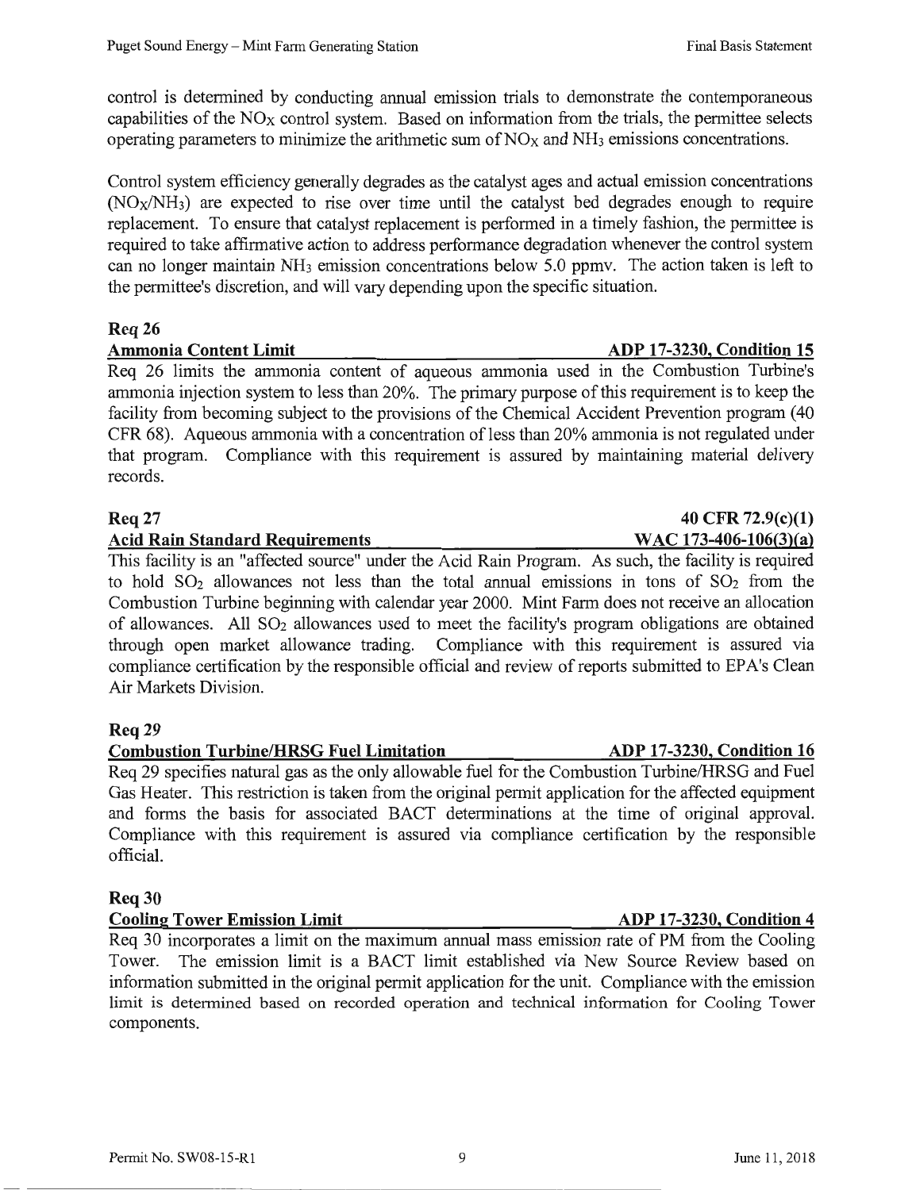control is determined by conducting annual emission trials to demonstrate the contemporaneous capabilities of the $NO_X$ control system. Based on information from the trials, the permittee selects operating parameters to minimize the arithmetic sum of $NO_X$ and $NH_3$ emissions concentrations.

Control system efficiency generally degrades as the catalyst ages and actual emission concentrations ($NO_X$/$NH_3$) are expected to rise over time until the catalyst bed degrades enough to require replacement. To ensure that catalyst replacement is performed in a timely fashion, the permittee is required to take affirmative action to address performance degradation whenever the control system can no longer maintain $NH_3$ emission concentrations below 5.0 ppmv. The action taken is left to the permittee's discretion, and will vary depending upon the specific situation.

### Req 26

**Ammonia Content Limit** — **ADP 17-3230, Condition 15**

Req 26 limits the ammonia content of aqueous ammonia used in the Combustion Turbine's ammonia injection system to less than 20%. The primary purpose of this requirement is to keep the facility from becoming subject to the provisions of the Chemical Accident Prevention program (40 CFR 68). Aqueous ammonia with a concentration of less than 20% ammonia is not regulated under that program. Compliance with this requirement is assured by maintaining material delivery records.

### Req 27

**Acid Rain Standard Requirements** — **40 CFR 72.9(c)(1)**, **WAC 173-406-106(3)(a)**

This facility is an "affected source" under the Acid Rain Program. As such, the facility is required to hold $SO_2$ allowances not less than the total annual emissions in tons of $SO_2$ from the Combustion Turbine beginning with calendar year 2000. Mint Farm does not receive an allocation of allowances. All $SO_2$ allowances used to meet the facility's program obligations are obtained through open market allowance trading. Compliance with this requirement is assured via compliance certification by the responsible official and review of reports submitted to EPA's Clean Air Markets Division.

### Req 29

**Combustion Turbine/HRSG Fuel Limitation** — **ADP 17-3230, Condition 16**

Req 29 specifies natural gas as the only allowable fuel for the Combustion Turbine/HRSG and Fuel Gas Heater. This restriction is taken from the original permit application for the affected equipment and forms the basis for associated BACT determinations at the time of original approval. Compliance with this requirement is assured via compliance certification by the responsible official.

### Req 30

**Cooling Tower Emission Limit** — **ADP 17-3230, Condition 4**

Req 30 incorporates a limit on the maximum annual mass emission rate of PM from the Cooling Tower. The emission limit is a BACT limit established via New Source Review based on information submitted in the original permit application for the unit. Compliance with the emission limit is determined based on recorded operation and technical information for Cooling Tower components.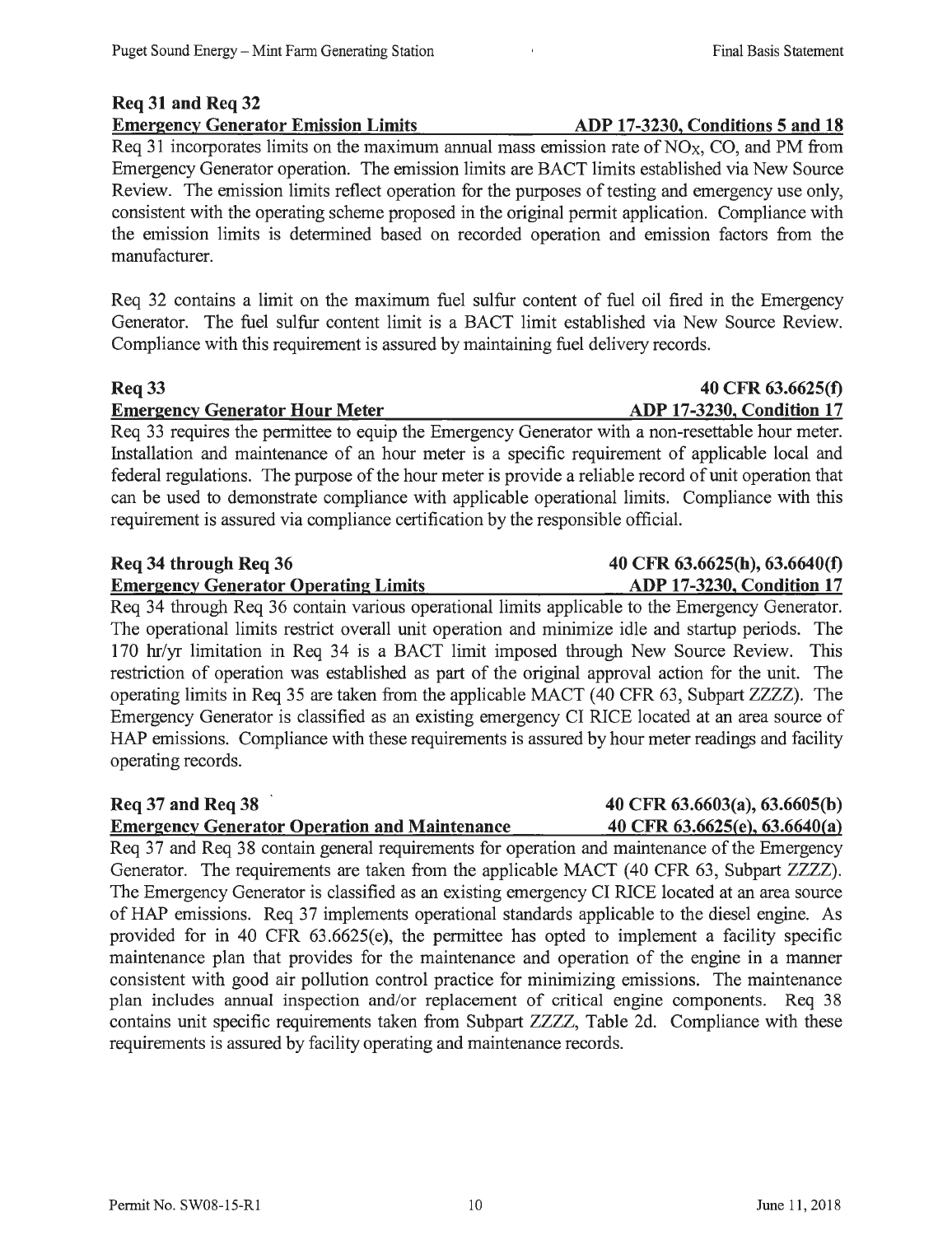### Req 31 and Req 32

**Emergency Generator Emission Limits** — **ADP 17-3230, Conditions 5 and 18**

Req 31 incorporates limits on the maximum annual mass emission rate of $NO_X$, CO, and PM from Emergency Generator operation. The emission limits are BACT limits established via New Source Review. The emission limits reflect operation for the purposes of testing and emergency use only, consistent with the operating scheme proposed in the original permit application. Compliance with the emission limits is determined based on recorded operation and emission factors from the manufacturer.

Req 32 contains a limit on the maximum fuel sulfur content of fuel oil fired in the Emergency Generator. The fuel sulfur content limit is a BACT limit established via New Source Review. Compliance with this requirement is assured by maintaining fuel delivery records.

### Req 33

**Emergency Generator Hour Meter** — **40 CFR 63.6625(f)**, **ADP 17-3230, Condition 17**

Req 33 requires the permittee to equip the Emergency Generator with a non-resettable hour meter. Installation and maintenance of an hour meter is a specific requirement of applicable local and federal regulations. The purpose of the hour meter is provide a reliable record of unit operation that can be used to demonstrate compliance with applicable operational limits. Compliance with this requirement is assured via compliance certification by the responsible official.

### Req 34 through Req 36

**Emergency Generator Operating Limits** — **40 CFR 63.6625(h), 63.6640(f)**, **ADP 17-3230, Condition 17**

Req 34 through Req 36 contain various operational limits applicable to the Emergency Generator. The operational limits restrict overall unit operation and minimize idle and startup periods. The 170 hr/yr limitation in Req 34 is a BACT limit imposed through New Source Review. This restriction of operation was established as part of the original approval action for the unit. The operating limits in Req 35 are taken from the applicable MACT (40 CFR 63, Subpart ZZZZ). The Emergency Generator is classified as an existing emergency CI RICE located at an area source of HAP emissions. Compliance with these requirements is assured by hour meter readings and facility operating records.

### Req 37 and Req 38

**Emergency Generator Operation and Maintenance** — **40 CFR 63.6603(a), 63.6605(b)**, **40 CFR 63.6625(e), 63.6640(a)**

Req 37 and Req 38 contain general requirements for operation and maintenance of the Emergency Generator. The requirements are taken from the applicable MACT (40 CFR 63, Subpart ZZZZ). The Emergency Generator is classified as an existing emergency CI RICE located at an area source of HAP emissions. Req 37 implements operational standards applicable to the diesel engine. As provided for in 40 CFR 63.6625(e), the permittee has opted to implement a facility specific maintenance plan that provides for the maintenance and operation of the engine in a manner consistent with good air pollution control practice for minimizing emissions. The maintenance plan includes annual inspection and/or replacement of critical engine components. Req 38 contains unit specific requirements taken from Subpart ZZZZ, Table 2d. Compliance with these requirements is assured by facility operating and maintenance records.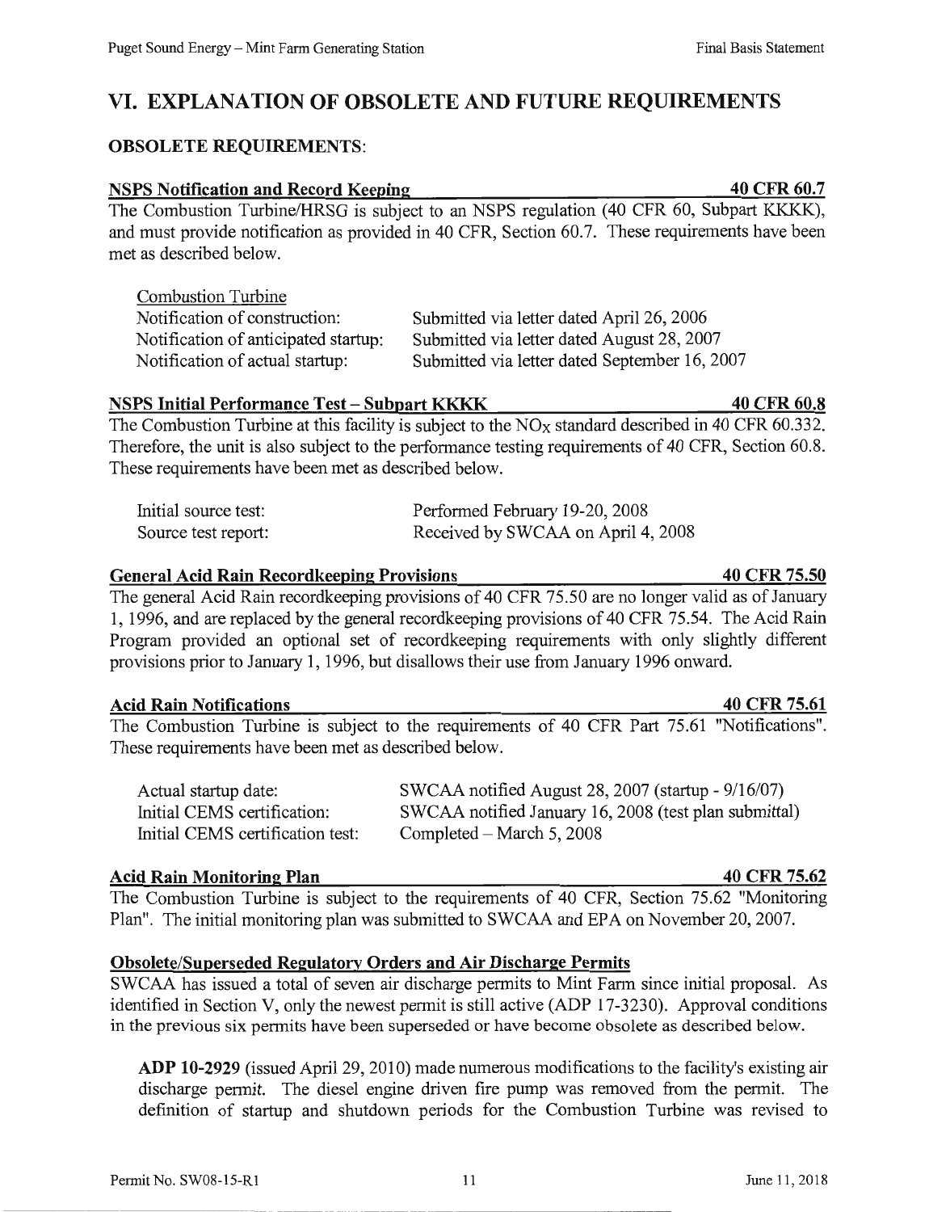# VI. EXPLANATION OF OBSOLETE AND FUTURE REQUIREMENTS

## OBSOLETE REQUIREMENTS:

**NSPS Notification and Record Keeping** **40 CFR 60.7**

The Combustion Turbine/HRSG is subject to an NSPS regulation (40 CFR 60, Subpart KKKK), and must provide notification as provided in 40 CFR, Section 60.7. These requirements have been met as described below.

| Combustion Turbine | |
|---|---|
| Notification of construction: | Submitted via letter dated April 26, 2006 |
| Notification of anticipated startup: | Submitted via letter dated August 28, 2007 |
| Notification of actual startup: | Submitted via letter dated September 16, 2007 |

**NSPS Initial Performance Test – Subpart KKKK** **40 CFR 60.8**

The Combustion Turbine at this facility is subject to the $NO_X$ standard described in 40 CFR 60.332. Therefore, the unit is also subject to the performance testing requirements of 40 CFR, Section 60.8. These requirements have been met as described below.

| | |
|---|---|
| Initial source test: | Performed February 19-20, 2008 |
| Source test report: | Received by SWCAA on April 4, 2008 |

**General Acid Rain Recordkeeping Provisions** **40 CFR 75.50**

The general Acid Rain recordkeeping provisions of 40 CFR 75.50 are no longer valid as of January 1, 1996, and are replaced by the general recordkeeping provisions of 40 CFR 75.54. The Acid Rain Program provided an optional set of recordkeeping requirements with only slightly different provisions prior to January 1, 1996, but disallows their use from January 1996 onward.

**Acid Rain Notifications** **40 CFR 75.61**

The Combustion Turbine is subject to the requirements of 40 CFR Part 75.61 "Notifications". These requirements have been met as described below.

| | |
|---|---|
| Actual startup date: | SWCAA notified August 28, 2007 (startup - 9/16/07) |
| Initial CEMS certification: | SWCAA notified January 16, 2008 (test plan submittal) |
| Initial CEMS certification test: | Completed – March 5, 2008 |

**Acid Rain Monitoring Plan** **40 CFR 75.62**

The Combustion Turbine is subject to the requirements of 40 CFR, Section 75.62 "Monitoring Plan". The initial monitoring plan was submitted to SWCAA and EPA on November 20, 2007.

**Obsolete/Superseded Regulatory Orders and Air Discharge Permits**

SWCAA has issued a total of seven air discharge permits to Mint Farm since initial proposal. As identified in Section V, only the newest permit is still active (ADP 17-3230). Approval conditions in the previous six permits have been superseded or have become obsolete as described below.

**ADP 10-2929** (issued April 29, 2010) made numerous modifications to the facility's existing air discharge permit. The diesel engine driven fire pump was removed from the permit. The definition of startup and shutdown periods for the Combustion Turbine was revised to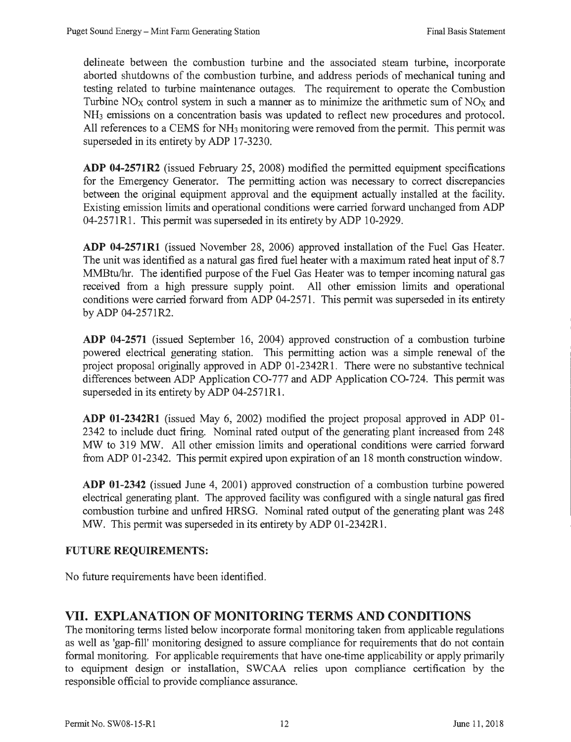delineate between the combustion turbine and the associated steam turbine, incorporate aborted shutdowns of the combustion turbine, and address periods of mechanical tuning and testing related to turbine maintenance outages. The requirement to operate the Combustion Turbine $NO_X$ control system in such a manner as to minimize the arithmetic sum of $NO_X$ and $NH_3$ emissions on a concentration basis was updated to reflect new procedures and protocol. All references to a CEMS for $NH_3$ monitoring were removed from the permit. This permit was superseded in its entirety by ADP 17-3230.

**ADP 04-2571R2** (issued February 25, 2008) modified the permitted equipment specifications for the Emergency Generator. The permitting action was necessary to correct discrepancies between the original equipment approval and the equipment actually installed at the facility. Existing emission limits and operational conditions were carried forward unchanged from ADP 04-2571R1. This permit was superseded in its entirety by ADP 10-2929.

**ADP 04-2571R1** (issued November 28, 2006) approved installation of the Fuel Gas Heater. The unit was identified as a natural gas fired fuel heater with a maximum rated heat input of 8.7 MMBtu/hr. The identified purpose of the Fuel Gas Heater was to temper incoming natural gas received from a high pressure supply point. All other emission limits and operational conditions were carried forward from ADP 04-2571. This permit was superseded in its entirety by ADP 04-2571R2.

**ADP 04-2571** (issued September 16, 2004) approved construction of a combustion turbine powered electrical generating station. This permitting action was a simple renewal of the project proposal originally approved in ADP 01-2342R1. There were no substantive technical differences between ADP Application CO-777 and ADP Application CO-724. This permit was superseded in its entirety by ADP 04-2571R1.

**ADP 01-2342R1** (issued May 6, 2002) modified the project proposal approved in ADP 01-2342 to include duct firing. Nominal rated output of the generating plant increased from 248 MW to 319 MW. All other emission limits and operational conditions were carried forward from ADP 01-2342. This permit expired upon expiration of an 18 month construction window.

**ADP 01-2342** (issued June 4, 2001) approved construction of a combustion turbine powered electrical generating plant. The approved facility was configured with a single natural gas fired combustion turbine and unfired HRSG. Nominal rated output of the generating plant was 248 MW. This permit was superseded in its entirety by ADP 01-2342R1.

**FUTURE REQUIREMENTS:**

No future requirements have been identified.

## VII. EXPLANATION OF MONITORING TERMS AND CONDITIONS

The monitoring terms listed below incorporate formal monitoring taken from applicable regulations as well as 'gap-fill' monitoring designed to assure compliance for requirements that do not contain formal monitoring. For applicable requirements that have one-time applicability or apply primarily to equipment design or installation, SWCAA relies upon compliance certification by the responsible official to provide compliance assurance.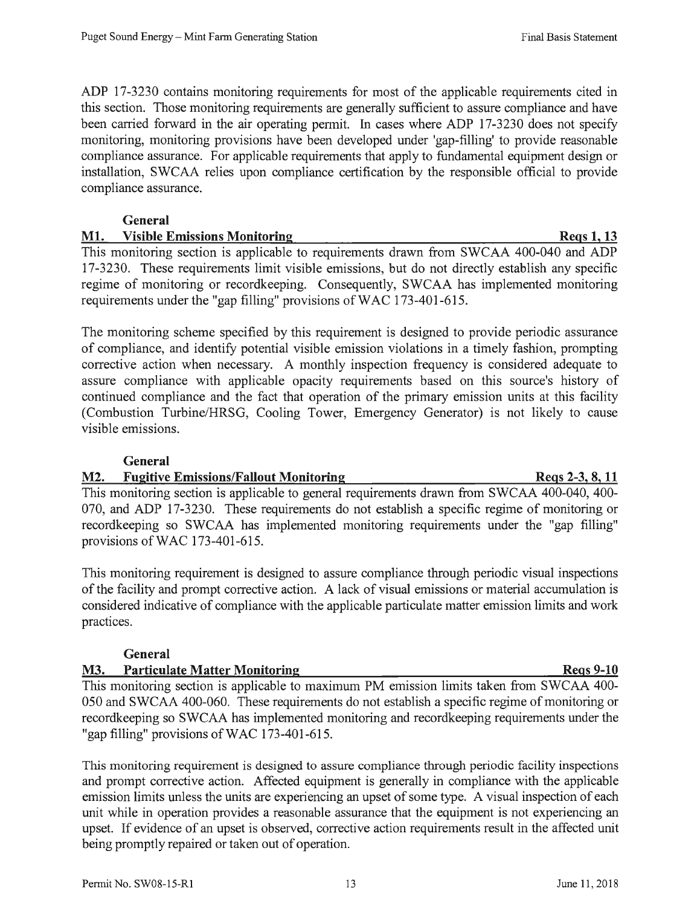ADP 17-3230 contains monitoring requirements for most of the applicable requirements cited in this section. Those monitoring requirements are generally sufficient to assure compliance and have been carried forward in the air operating permit. In cases where ADP 17-3230 does not specify monitoring, monitoring provisions have been developed under 'gap-filling' to provide reasonable compliance assurance. For applicable requirements that apply to fundamental equipment design or installation, SWCAA relies upon compliance certification by the responsible official to provide compliance assurance.

**General**

**M1. Visible Emissions Monitoring — Reqs 1, 13**

This monitoring section is applicable to requirements drawn from SWCAA 400-040 and ADP 17-3230. These requirements limit visible emissions, but do not directly establish any specific regime of monitoring or recordkeeping. Consequently, SWCAA has implemented monitoring requirements under the "gap filling" provisions of WAC 173-401-615.

The monitoring scheme specified by this requirement is designed to provide periodic assurance of compliance, and identify potential visible emission violations in a timely fashion, prompting corrective action when necessary. A monthly inspection frequency is considered adequate to assure compliance with applicable opacity requirements based on this source's history of continued compliance and the fact that operation of the primary emission units at this facility (Combustion Turbine/HRSG, Cooling Tower, Emergency Generator) is not likely to cause visible emissions.

**General**

**M2. Fugitive Emissions/Fallout Monitoring — Reqs 2-3, 8, 11**

This monitoring section is applicable to general requirements drawn from SWCAA 400-040, 400-070, and ADP 17-3230. These requirements do not establish a specific regime of monitoring or recordkeeping so SWCAA has implemented monitoring requirements under the "gap filling" provisions of WAC 173-401-615.

This monitoring requirement is designed to assure compliance through periodic visual inspections of the facility and prompt corrective action. A lack of visual emissions or material accumulation is considered indicative of compliance with the applicable particulate matter emission limits and work practices.

**General**

**M3. Particulate Matter Monitoring — Reqs 9-10**

This monitoring section is applicable to maximum PM emission limits taken from SWCAA 400-050 and SWCAA 400-060. These requirements do not establish a specific regime of monitoring or recordkeeping so SWCAA has implemented monitoring and recordkeeping requirements under the "gap filling" provisions of WAC 173-401-615.

This monitoring requirement is designed to assure compliance through periodic facility inspections and prompt corrective action. Affected equipment is generally in compliance with the applicable emission limits unless the units are experiencing an upset of some type. A visual inspection of each unit while in operation provides a reasonable assurance that the equipment is not experiencing an upset. If evidence of an upset is observed, corrective action requirements result in the affected unit being promptly repaired or taken out of operation.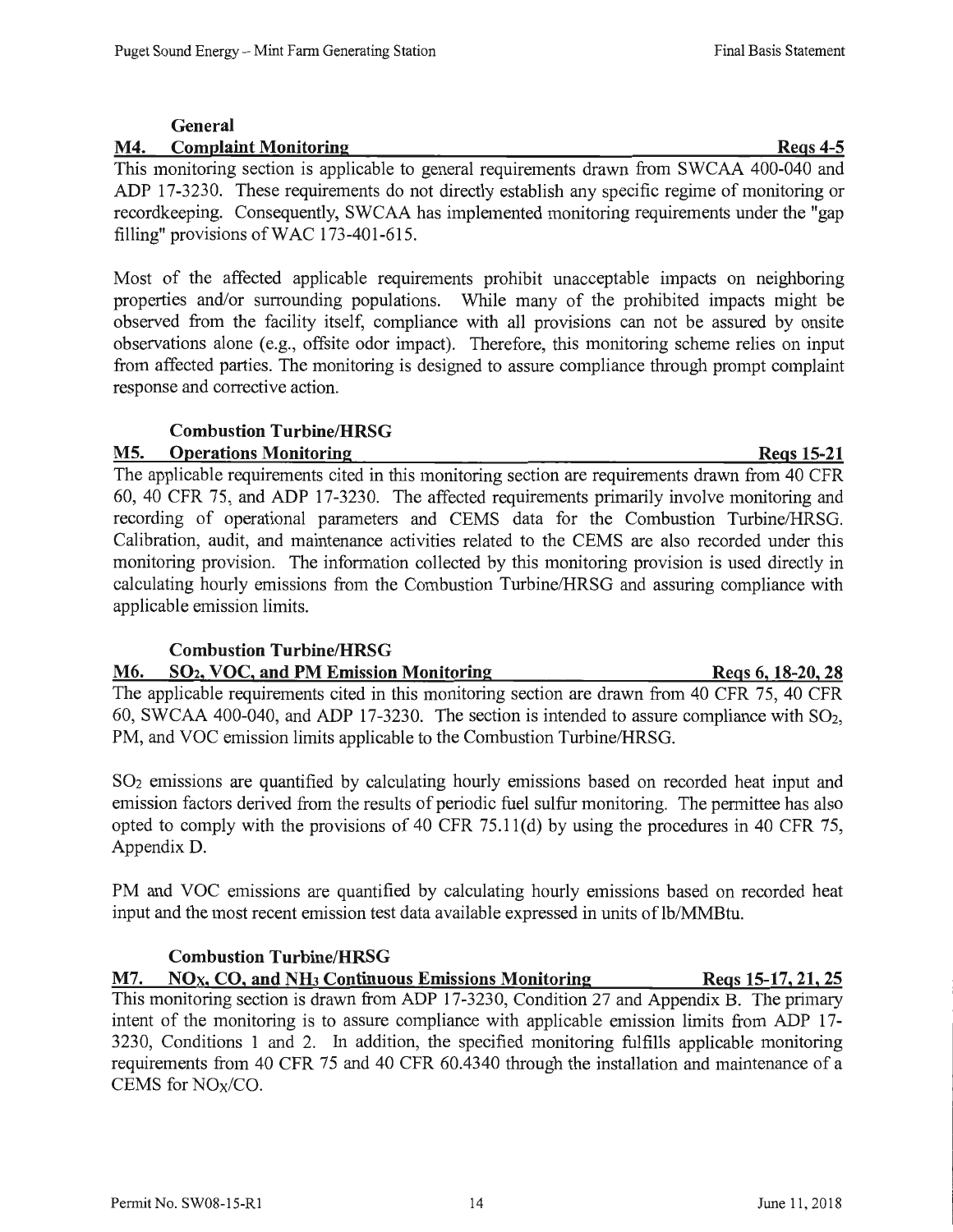**General**

**M4. Complaint Monitoring** **Reqs 4-5**

This monitoring section is applicable to general requirements drawn from SWCAA 400-040 and ADP 17-3230. These requirements do not directly establish any specific regime of monitoring or recordkeeping. Consequently, SWCAA has implemented monitoring requirements under the "gap filling" provisions of WAC 173-401-615.

Most of the affected applicable requirements prohibit unacceptable impacts on neighboring properties and/or surrounding populations. While many of the prohibited impacts might be observed from the facility itself, compliance with all provisions can not be assured by onsite observations alone (e.g., offsite odor impact). Therefore, this monitoring scheme relies on input from affected parties. The monitoring is designed to assure compliance through prompt complaint response and corrective action.

**Combustion Turbine/HRSG**

**M5. Operations Monitoring** **Reqs 15-21**

The applicable requirements cited in this monitoring section are requirements drawn from 40 CFR 60, 40 CFR 75, and ADP 17-3230. The affected requirements primarily involve monitoring and recording of operational parameters and CEMS data for the Combustion Turbine/HRSG. Calibration, audit, and maintenance activities related to the CEMS are also recorded under this monitoring provision. The information collected by this monitoring provision is used directly in calculating hourly emissions from the Combustion Turbine/HRSG and assuring compliance with applicable emission limits.

**Combustion Turbine/HRSG**

**M6. $SO_2$, VOC, and PM Emission Monitoring** **Reqs 6, 18-20, 28**

The applicable requirements cited in this monitoring section are drawn from 40 CFR 75, 40 CFR 60, SWCAA 400-040, and ADP 17-3230. The section is intended to assure compliance with $SO_2$, PM, and VOC emission limits applicable to the Combustion Turbine/HRSG.

$SO_2$ emissions are quantified by calculating hourly emissions based on recorded heat input and emission factors derived from the results of periodic fuel sulfur monitoring. The permittee has also opted to comply with the provisions of 40 CFR 75.11(d) by using the procedures in 40 CFR 75, Appendix D.

PM and VOC emissions are quantified by calculating hourly emissions based on recorded heat input and the most recent emission test data available expressed in units of lb/MMBtu.

**Combustion Turbine/HRSG**

**M7. $NO_X$, CO, and $NH_3$ Continuous Emissions Monitoring** **Reqs 15-17, 21, 25**

This monitoring section is drawn from ADP 17-3230, Condition 27 and Appendix B. The primary intent of the monitoring is to assure compliance with applicable emission limits from ADP 17-3230, Conditions 1 and 2. In addition, the specified monitoring fulfills applicable monitoring requirements from 40 CFR 75 and 40 CFR 60.4340 through the installation and maintenance of a CEMS for $NO_X$/CO.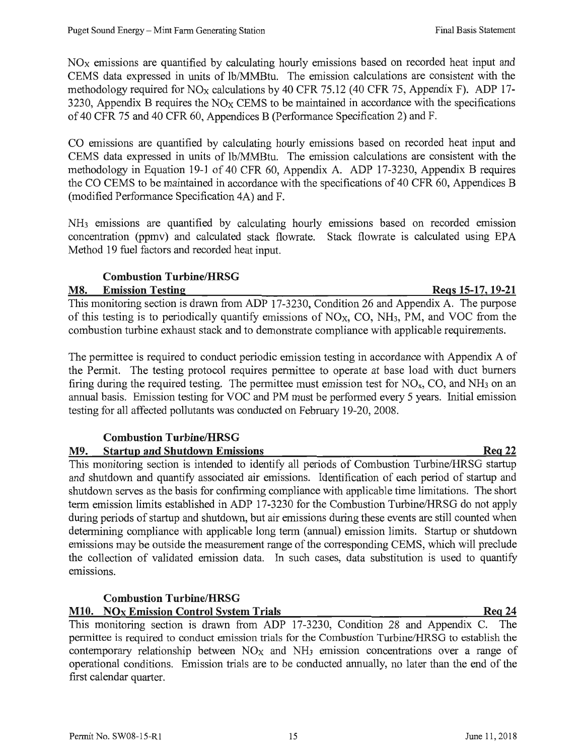$NO_X$ emissions are quantified by calculating hourly emissions based on recorded heat input and CEMS data expressed in units of lb/MMBtu. The emission calculations are consistent with the methodology required for $NO_X$ calculations by 40 CFR 75.12 (40 CFR 75, Appendix F). ADP 17-3230, Appendix B requires the $NO_X$ CEMS to be maintained in accordance with the specifications of 40 CFR 75 and 40 CFR 60, Appendices B (Performance Specification 2) and F.

CO emissions are quantified by calculating hourly emissions based on recorded heat input and CEMS data expressed in units of lb/MMBtu. The emission calculations are consistent with the methodology in Equation 19-1 of 40 CFR 60, Appendix A. ADP 17-3230, Appendix B requires the CO CEMS to be maintained in accordance with the specifications of 40 CFR 60, Appendices B (modified Performance Specification 4A) and F.

$NH_3$ emissions are quantified by calculating hourly emissions based on recorded emission concentration (ppmv) and calculated stack flowrate. Stack flowrate is calculated using EPA Method 19 fuel factors and recorded heat input.

### Combustion Turbine/HRSG

**M8. Emission Testing** — **Reqs 15-17, 19-21**

This monitoring section is drawn from ADP 17-3230, Condition 26 and Appendix A. The purpose of this testing is to periodically quantify emissions of $NO_X$, CO, $NH_3$, PM, and VOC from the combustion turbine exhaust stack and to demonstrate compliance with applicable requirements.

The permittee is required to conduct periodic emission testing in accordance with Appendix A of the Permit. The testing protocol requires permittee to operate at base load with duct burners firing during the required testing. The permittee must emission test for $NO_x$, CO, and $NH_3$ on an annual basis. Emission testing for VOC and PM must be performed every 5 years. Initial emission testing for all affected pollutants was conducted on February 19-20, 2008.

### Combustion Turbine/HRSG

**M9. Startup and Shutdown Emissions** — **Req 22**

This monitoring section is intended to identify all periods of Combustion Turbine/HRSG startup and shutdown and quantify associated air emissions. Identification of each period of startup and shutdown serves as the basis for confirming compliance with applicable time limitations. The short term emission limits established in ADP 17-3230 for the Combustion Turbine/HRSG do not apply during periods of startup and shutdown, but air emissions during these events are still counted when determining compliance with applicable long term (annual) emission limits. Startup or shutdown emissions may be outside the measurement range of the corresponding CEMS, which will preclude the collection of validated emission data. In such cases, data substitution is used to quantify emissions.

### Combustion Turbine/HRSG

**M10. $NO_X$ Emission Control System Trials** — **Req 24**

This monitoring section is drawn from ADP 17-3230, Condition 28 and Appendix C. The permittee is required to conduct emission trials for the Combustion Turbine/HRSG to establish the contemporary relationship between $NO_X$ and $NH_3$ emission concentrations over a range of operational conditions. Emission trials are to be conducted annually, no later than the end of the first calendar quarter.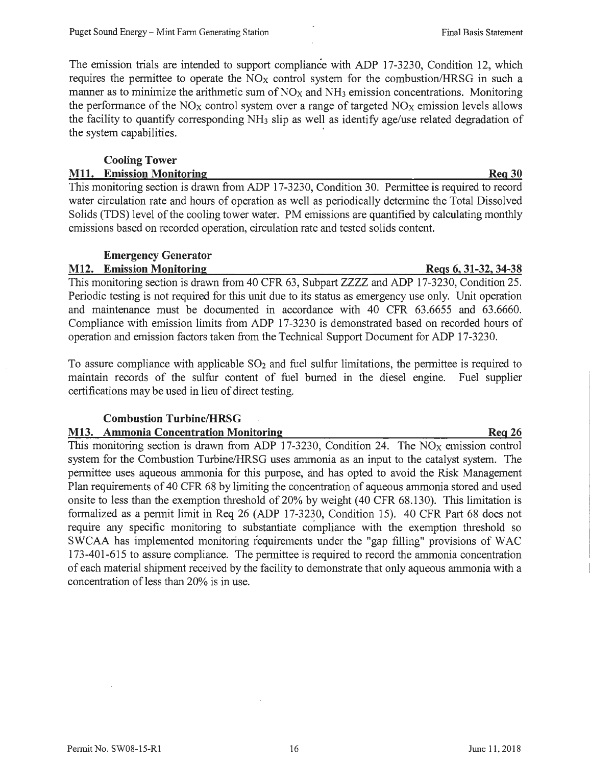The emission trials are intended to support compliance with ADP 17-3230, Condition 12, which requires the permittee to operate the $NO_X$ control system for the combustion/HRSG in such a manner as to minimize the arithmetic sum of $NO_X$ and $NH_3$ emission concentrations. Monitoring the performance of the $NO_X$ control system over a range of targeted $NO_X$ emission levels allows the facility to quantify corresponding $NH_3$ slip as well as identify age/use related degradation of the system capabilities.

### Cooling Tower

**M11. Emission Monitoring** **Req 30**

This monitoring section is drawn from ADP 17-3230, Condition 30. Permittee is required to record water circulation rate and hours of operation as well as periodically determine the Total Dissolved Solids (TDS) level of the cooling tower water. PM emissions are quantified by calculating monthly emissions based on recorded operation, circulation rate and tested solids content.

### Emergency Generator

**M12. Emission Monitoring** **Reqs 6, 31-32, 34-38**

This monitoring section is drawn from 40 CFR 63, Subpart ZZZZ and ADP 17-3230, Condition 25. Periodic testing is not required for this unit due to its status as emergency use only. Unit operation and maintenance must be documented in accordance with 40 CFR 63.6655 and 63.6660. Compliance with emission limits from ADP 17-3230 is demonstrated based on recorded hours of operation and emission factors taken from the Technical Support Document for ADP 17-3230.

To assure compliance with applicable $SO_2$ and fuel sulfur limitations, the permittee is required to maintain records of the sulfur content of fuel burned in the diesel engine. Fuel supplier certifications may be used in lieu of direct testing.

### Combustion Turbine/HRSG

**M13. Ammonia Concentration Monitoring** **Req 26**

This monitoring section is drawn from ADP 17-3230, Condition 24. The $NO_X$ emission control system for the Combustion Turbine/HRSG uses ammonia as an input to the catalyst system. The permittee uses aqueous ammonia for this purpose, and has opted to avoid the Risk Management Plan requirements of 40 CFR 68 by limiting the concentration of aqueous ammonia stored and used onsite to less than the exemption threshold of 20% by weight (40 CFR 68.130). This limitation is formalized as a permit limit in Req 26 (ADP 17-3230, Condition 15). 40 CFR Part 68 does not require any specific monitoring to substantiate compliance with the exemption threshold so SWCAA has implemented monitoring requirements under the "gap filling" provisions of WAC 173-401-615 to assure compliance. The permittee is required to record the ammonia concentration of each material shipment received by the facility to demonstrate that only aqueous ammonia with a concentration of less than 20% is in use.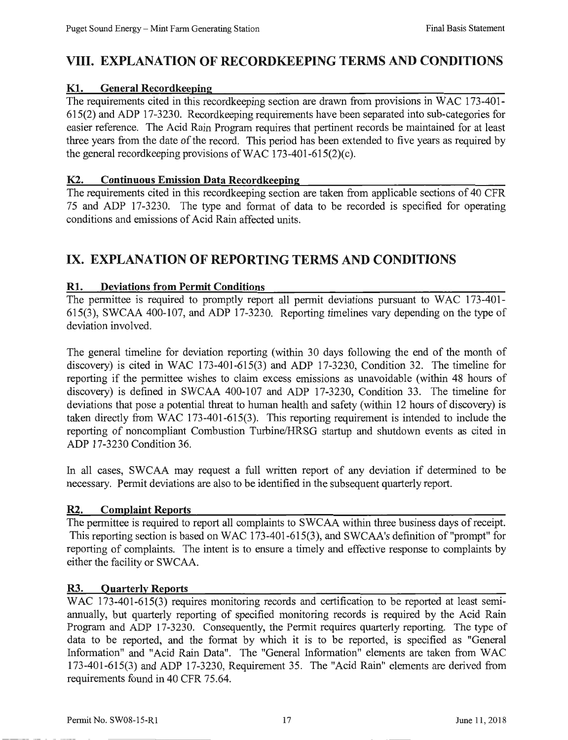# VIII. EXPLANATION OF RECORDKEEPING TERMS AND CONDITIONS

## K1. General Recordkeeping

The requirements cited in this recordkeeping section are drawn from provisions in WAC 173-401-615(2) and ADP 17-3230. Recordkeeping requirements have been separated into sub-categories for easier reference. The Acid Rain Program requires that pertinent records be maintained for at least three years from the date of the record. This period has been extended to five years as required by the general recordkeeping provisions of WAC 173-401-615(2)(c).

## K2. Continuous Emission Data Recordkeeping

The requirements cited in this recordkeeping section are taken from applicable sections of 40 CFR 75 and ADP 17-3230. The type and format of data to be recorded is specified for operating conditions and emissions of Acid Rain affected units.

# IX. EXPLANATION OF REPORTING TERMS AND CONDITIONS

## R1. Deviations from Permit Conditions

The permittee is required to promptly report all permit deviations pursuant to WAC 173-401-615(3), SWCAA 400-107, and ADP 17-3230. Reporting timelines vary depending on the type of deviation involved.

The general timeline for deviation reporting (within 30 days following the end of the month of discovery) is cited in WAC 173-401-615(3) and ADP 17-3230, Condition 32. The timeline for reporting if the permittee wishes to claim excess emissions as unavoidable (within 48 hours of discovery) is defined in SWCAA 400-107 and ADP 17-3230, Condition 33. The timeline for deviations that pose a potential threat to human health and safety (within 12 hours of discovery) is taken directly from WAC 173-401-615(3). This reporting requirement is intended to include the reporting of noncompliant Combustion Turbine/HRSG startup and shutdown events as cited in ADP 17-3230 Condition 36.

In all cases, SWCAA may request a full written report of any deviation if determined to be necessary. Permit deviations are also to be identified in the subsequent quarterly report.

## R2. Complaint Reports

The permittee is required to report all complaints to SWCAA within three business days of receipt. This reporting section is based on WAC 173-401-615(3), and SWCAA's definition of "prompt" for reporting of complaints. The intent is to ensure a timely and effective response to complaints by either the facility or SWCAA.

## R3. Quarterly Reports

WAC 173-401-615(3) requires monitoring records and certification to be reported at least semi-annually, but quarterly reporting of specified monitoring records is required by the Acid Rain Program and ADP 17-3230. Consequently, the Permit requires quarterly reporting. The type of data to be reported, and the format by which it is to be reported, is specified as "General Information" and "Acid Rain Data". The "General Information" elements are taken from WAC 173-401-615(3) and ADP 17-3230, Requirement 35. The "Acid Rain" elements are derived from requirements found in 40 CFR 75.64.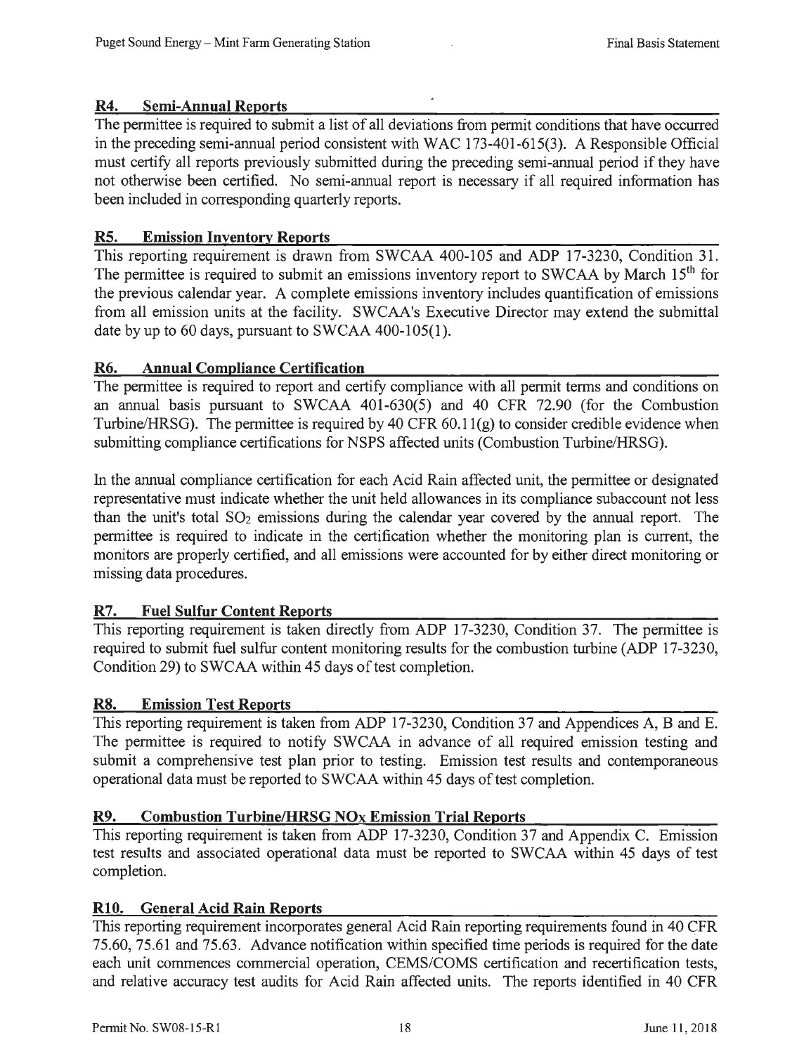### R4. Semi-Annual Reports

The permittee is required to submit a list of all deviations from permit conditions that have occurred in the preceding semi-annual period consistent with WAC 173-401-615(3). A Responsible Official must certify all reports previously submitted during the preceding semi-annual period if they have not otherwise been certified. No semi-annual report is necessary if all required information has been included in corresponding quarterly reports.

### R5. Emission Inventory Reports

This reporting requirement is drawn from SWCAA 400-105 and ADP 17-3230, Condition 31. The permittee is required to submit an emissions inventory report to SWCAA by March 15th for the previous calendar year. A complete emissions inventory includes quantification of emissions from all emission units at the facility. SWCAA's Executive Director may extend the submittal date by up to 60 days, pursuant to SWCAA 400-105(1).

### R6. Annual Compliance Certification

The permittee is required to report and certify compliance with all permit terms and conditions on an annual basis pursuant to SWCAA 401-630(5) and 40 CFR 72.90 (for the Combustion Turbine/HRSG). The permittee is required by 40 CFR 60.11(g) to consider credible evidence when submitting compliance certifications for NSPS affected units (Combustion Turbine/HRSG).

In the annual compliance certification for each Acid Rain affected unit, the permittee or designated representative must indicate whether the unit held allowances in its compliance subaccount not less than the unit's total $SO_2$ emissions during the calendar year covered by the annual report. The permittee is required to indicate in the certification whether the monitoring plan is current, the monitors are properly certified, and all emissions were accounted for by either direct monitoring or missing data procedures.

### R7. Fuel Sulfur Content Reports

This reporting requirement is taken directly from ADP 17-3230, Condition 37. The permittee is required to submit fuel sulfur content monitoring results for the combustion turbine (ADP 17-3230, Condition 29) to SWCAA within 45 days of test completion.

### R8. Emission Test Reports

This reporting requirement is taken from ADP 17-3230, Condition 37 and Appendices A, B and E. The permittee is required to notify SWCAA in advance of all required emission testing and submit a comprehensive test plan prior to testing. Emission test results and contemporaneous operational data must be reported to SWCAA within 45 days of test completion.

### R9. Combustion Turbine/HRSG $NO_X$ Emission Trial Reports

This reporting requirement is taken from ADP 17-3230, Condition 37 and Appendix C. Emission test results and associated operational data must be reported to SWCAA within 45 days of test completion.

### R10. General Acid Rain Reports

This reporting requirement incorporates general Acid Rain reporting requirements found in 40 CFR 75.60, 75.61 and 75.63. Advance notification within specified time periods is required for the date each unit commences commercial operation, CEMS/COMS certification and recertification tests, and relative accuracy test audits for Acid Rain affected units. The reports identified in 40 CFR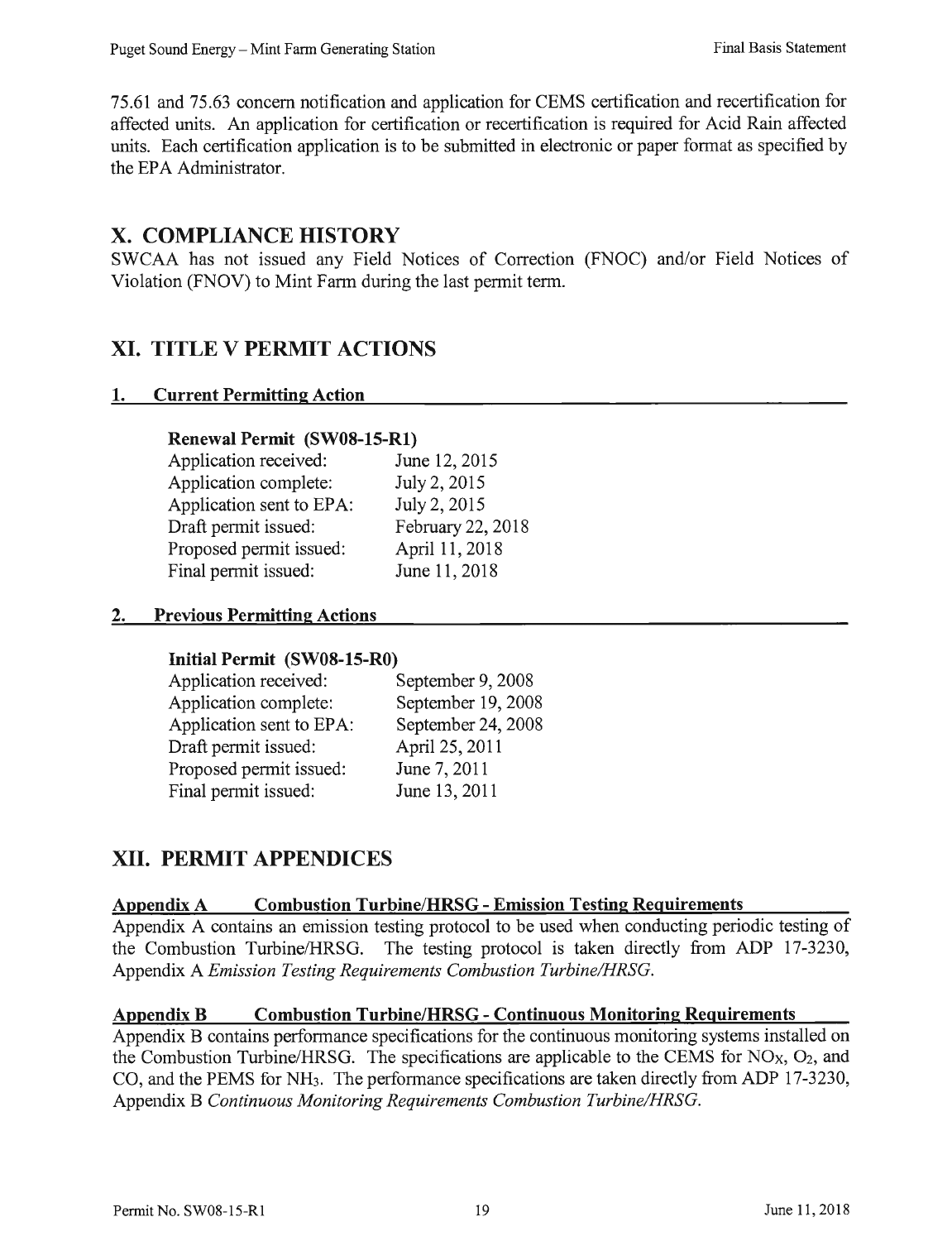75.61 and 75.63 concern notification and application for CEMS certification and recertification for affected units. An application for certification or recertification is required for Acid Rain affected units. Each certification application is to be submitted in electronic or paper format as specified by the EPA Administrator.

## X. COMPLIANCE HISTORY

SWCAA has not issued any Field Notices of Correction (FNOC) and/or Field Notices of Violation (FNOV) to Mint Farm during the last permit term.

## XI. TITLE V PERMIT ACTIONS

### 1. Current Permitting Action

**Renewal Permit (SW08-15-R1)**

| | |
|---|---|
| Application received: | June 12, 2015 |
| Application complete: | July 2, 2015 |
| Application sent to EPA: | July 2, 2015 |
| Draft permit issued: | February 22, 2018 |
| Proposed permit issued: | April 11, 2018 |
| Final permit issued: | June 11, 2018 |

### 2. Previous Permitting Actions

**Initial Permit (SW08-15-R0)**

| | |
|---|---|
| Application received: | September 9, 2008 |
| Application complete: | September 19, 2008 |
| Application sent to EPA: | September 24, 2008 |
| Draft permit issued: | April 25, 2011 |
| Proposed permit issued: | June 7, 2011 |
| Final permit issued: | June 13, 2011 |

## XII. PERMIT APPENDICES

### Appendix A Combustion Turbine/HRSG - Emission Testing Requirements

Appendix A contains an emission testing protocol to be used when conducting periodic testing of the Combustion Turbine/HRSG. The testing protocol is taken directly from ADP 17-3230, Appendix A *Emission Testing Requirements Combustion Turbine/HRSG*.

### Appendix B Combustion Turbine/HRSG - Continuous Monitoring Requirements

Appendix B contains performance specifications for the continuous monitoring systems installed on the Combustion Turbine/HRSG. The specifications are applicable to the CEMS for $NO_X$, $O_2$, and CO, and the PEMS for $NH_3$. The performance specifications are taken directly from ADP 17-3230, Appendix B *Continuous Monitoring Requirements Combustion Turbine/HRSG*.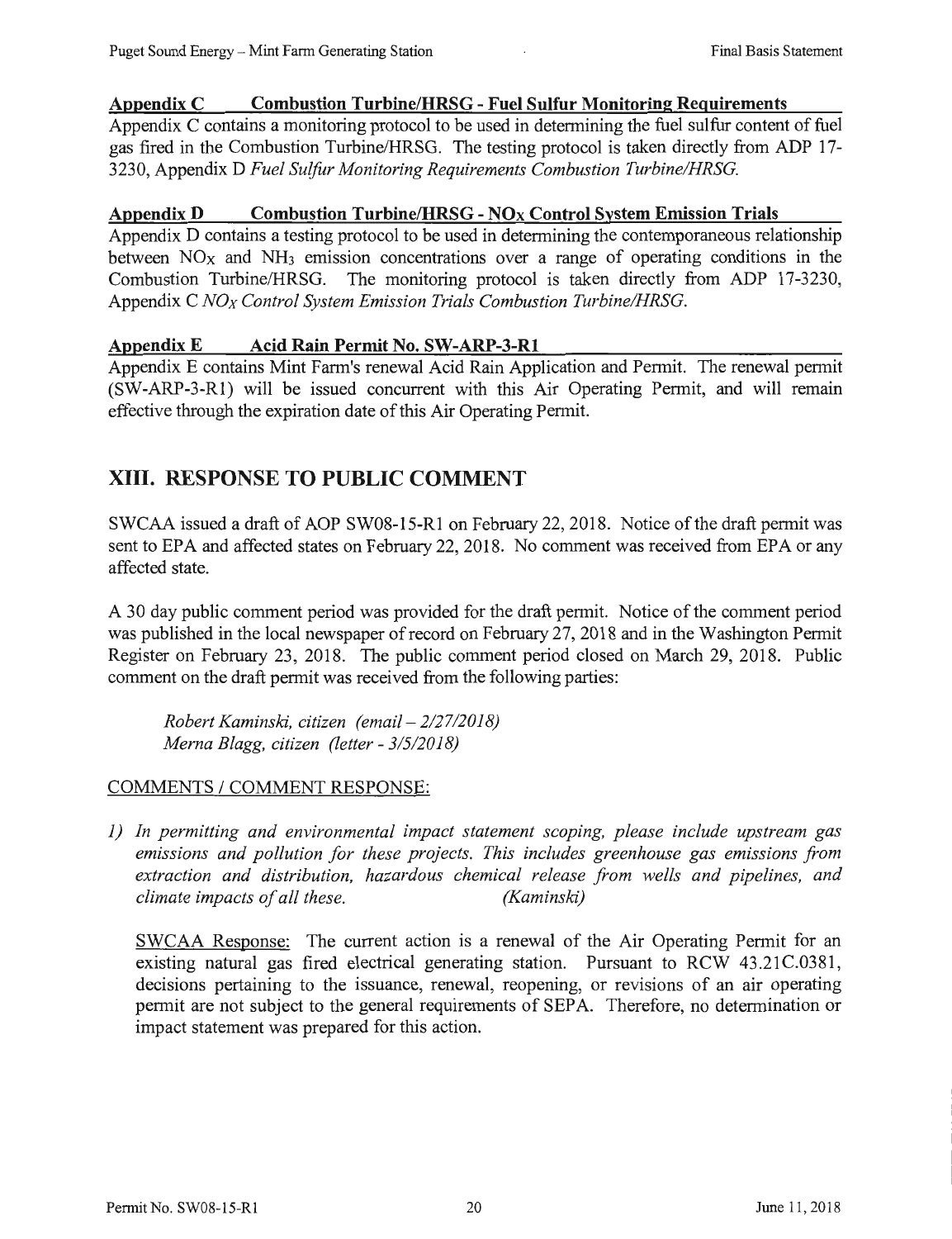**Appendix C Combustion Turbine/HRSG - Fuel Sulfur Monitoring Requirements**

Appendix C contains a monitoring protocol to be used in determining the fuel sulfur content of fuel gas fired in the Combustion Turbine/HRSG. The testing protocol is taken directly from ADP 17-3230, Appendix D *Fuel Sulfur Monitoring Requirements Combustion Turbine/HRSG.*

**Appendix D Combustion Turbine/HRSG - $NO_X$ Control System Emission Trials**

Appendix D contains a testing protocol to be used in determining the contemporaneous relationship between $NO_X$ and $NH_3$ emission concentrations over a range of operating conditions in the Combustion Turbine/HRSG. The monitoring protocol is taken directly from ADP 17-3230, Appendix C *$NO_X$ Control System Emission Trials Combustion Turbine/HRSG.*

**Appendix E Acid Rain Permit No. SW-ARP-3-R1**

Appendix E contains Mint Farm's renewal Acid Rain Application and Permit. The renewal permit (SW-ARP-3-R1) will be issued concurrent with this Air Operating Permit, and will remain effective through the expiration date of this Air Operating Permit.

## XIII. RESPONSE TO PUBLIC COMMENT

SWCAA issued a draft of AOP SW08-15-R1 on February 22, 2018. Notice of the draft permit was sent to EPA and affected states on February 22, 2018. No comment was received from EPA or any affected state.

A 30 day public comment period was provided for the draft permit. Notice of the comment period was published in the local newspaper of record on February 27, 2018 and in the Washington Permit Register on February 23, 2018. The public comment period closed on March 29, 2018. Public comment on the draft permit was received from the following parties:

*Robert Kaminski, citizen (email – 2/27/2018)*
*Merna Blagg, citizen (letter - 3/5/2018)*

COMMENTS / COMMENT RESPONSE:

1) *In permitting and environmental impact statement scoping, please include upstream gas emissions and pollution for these projects. This includes greenhouse gas emissions from extraction and distribution, hazardous chemical release from wells and pipelines, and climate impacts of all these. (Kaminski)*

   SWCAA Response: The current action is a renewal of the Air Operating Permit for an existing natural gas fired electrical generating station. Pursuant to RCW 43.21C.0381, decisions pertaining to the issuance, renewal, reopening, or revisions of an air operating permit are not subject to the general requirements of SEPA. Therefore, no determination or impact statement was prepared for this action.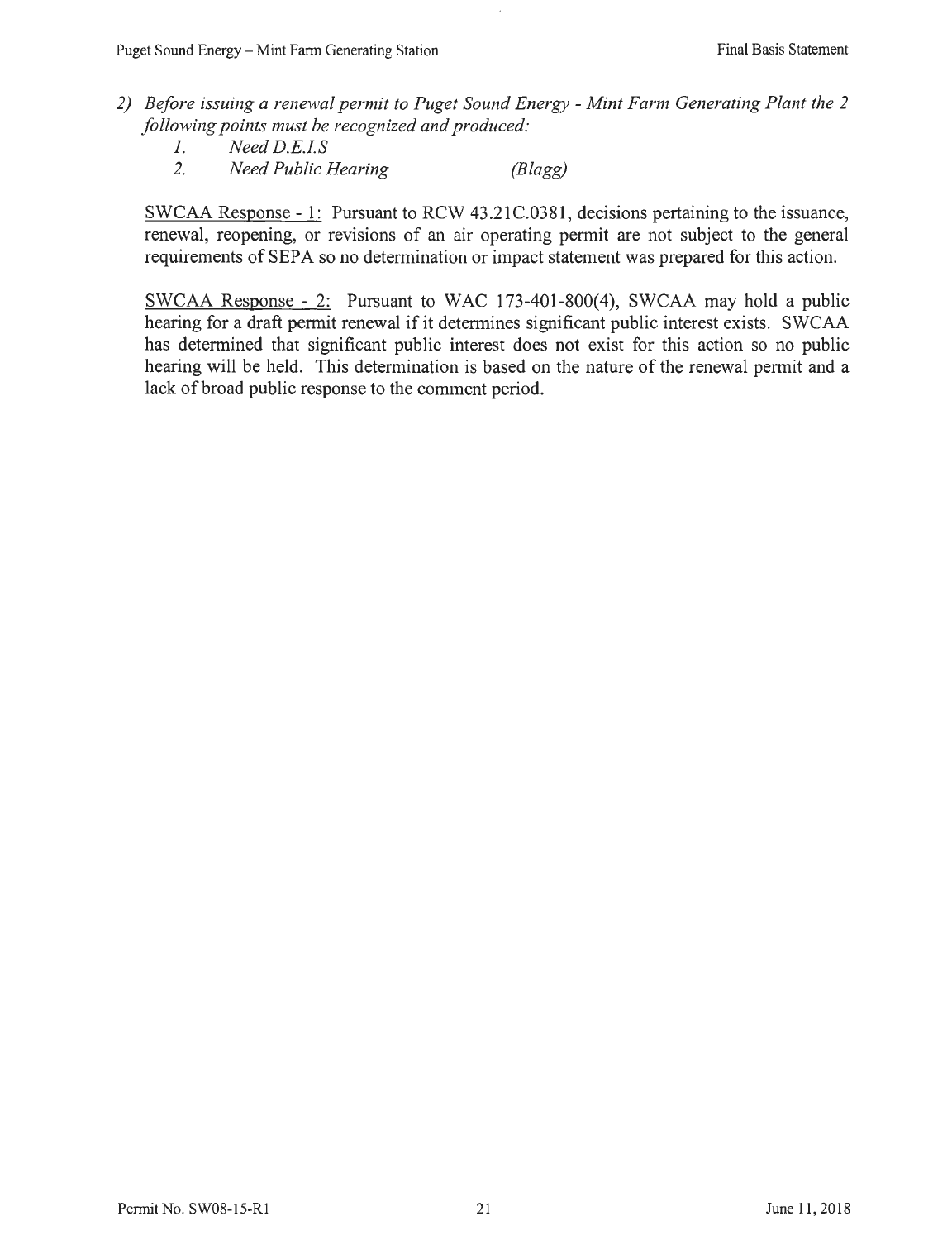2) *Before issuing a renewal permit to Puget Sound Energy - Mint Farm Generating Plant the 2 following points must be recognized and produced:*
    1. *Need D.E.I.S*
    2. *Need Public Hearing* *(Blagg)*

SWCAA Response - 1: Pursuant to RCW 43.21C.0381, decisions pertaining to the issuance, renewal, reopening, or revisions of an air operating permit are not subject to the general requirements of SEPA so no determination or impact statement was prepared for this action.

SWCAA Response - 2: Pursuant to WAC 173-401-800(4), SWCAA may hold a public hearing for a draft permit renewal if it determines significant public interest exists. SWCAA has determined that significant public interest does not exist for this action so no public hearing will be held. This determination is based on the nature of the renewal permit and a lack of broad public response to the comment period.